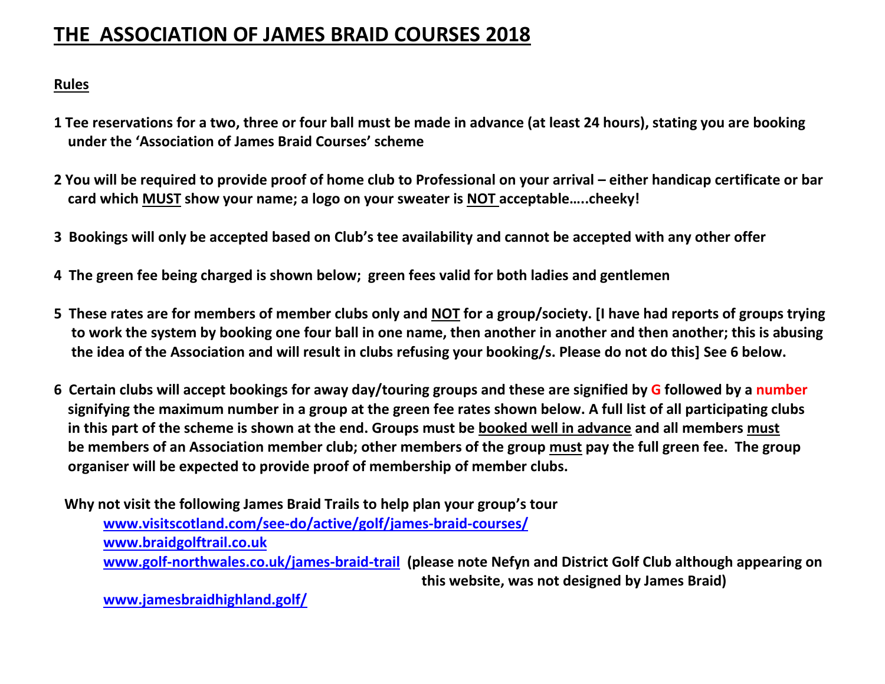# THE ASSOCIATION OF JAMES BRAID COURSES 2018

## Rules

1 **Tee reservations for a two, three or four ball must be made in advance (at least 24 hours), stating you are booking under the 'Association of James Braid Courses' scheme**

2 **You will be required to provide proof of home club to Professional on your arrival – either handicap certificate or bar card which MUST show your name; a logo on your sweater is NOT acceptable…..cheeky!**

3 **Bookings will only be accepted based on Club's tee availability and cannot be accepted with any other offer**

4 **The green fee being charged is shown below; green fees valid for both ladies and gentlemen**

5 **These rates are for members of member clubs only and NOT for a group/society. [I have had reports of groups trying to work the system by booking one four ball in one name, then another in another and then another; this is abusing the idea of the Association and will result in clubs refusing your booking/s. Please do not do this] See 6 below.**

6 **Certain clubs will accept bookings for away day/touring groups and these are signified by G followed by a number signifying the maximum number in a group at the green fee rates shown below. A full list of all participating clubs in this part of the scheme is shown at the end. Groups must be booked well in advance and all members must be members of an Association member club; other members of the group must pay the full green fee. The group organiser will be expected to provide proof of membership of member clubs.**

**Why not visit the following James Braid Trails to help plan your group's tour**

- [www.visitscotland.com/see-do/active/golf/james-braid-courses/](http://www.visitscotland.com/see-do/active/golf/james-braid-courses/)
- [www.braidgolftrail.co.uk](http://www.braidgolftrail.co.uk)
- [www.golf-northwales.co.uk/james-braid-trail](http://www.golf-northwales.co.uk/james-braid-trail) **(please note Nefyn and District Golf Club although appearing on this website, was not designed by James Braid)**
- [www.jamesbraidhighland.golf/](http://www.jamesbraidhighland.golf/)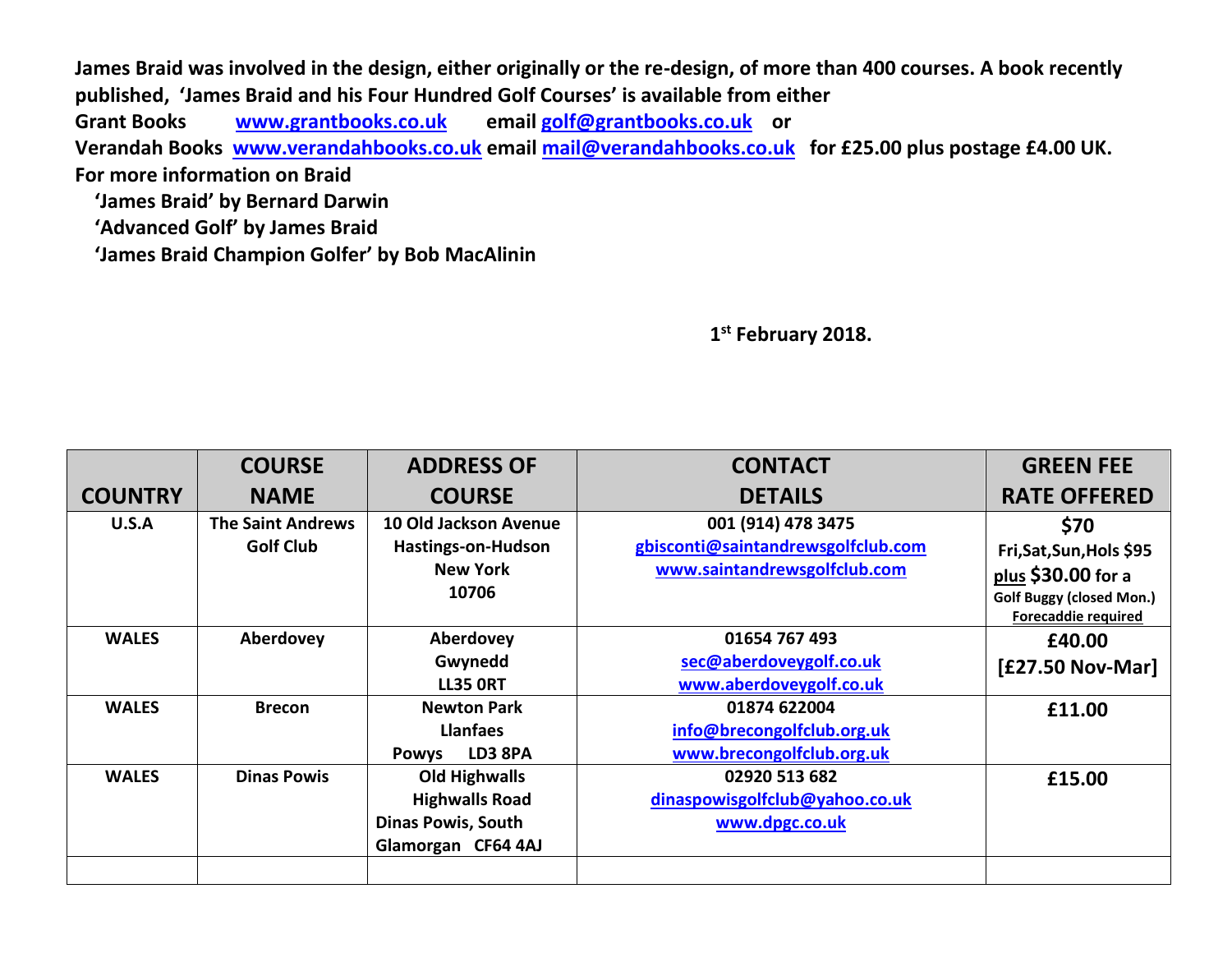**James Braid was involved in the design, either originally or the re-design, of more than 400 courses. A book recently published, 'James Braid and his Four Hundred Golf Courses' is available from either**
**Grant Books [www.grantbooks.co.uk](www.grantbooks.co.uk) email [golf@grantbooks.co.uk](mailto:golf@grantbooks.co.uk) or**
**Verandah Books [www.verandahbooks.co.uk](www.verandahbooks.co.uk) email [mail@verandahbooks.co.uk](mailto:mail@verandahbooks.co.uk) for £25.00 plus postage £4.00 UK.**
**For more information on Braid**

**'James Braid' by Bernard Darwin**
**'Advanced Golf' by James Braid**
**'James Braid Champion Golfer' by Bob MacAlinin**

**1st February 2018.**

| COUNTRY | COURSE NAME | ADDRESS OF COURSE | CONTACT DETAILS | GREEN FEE RATE OFFERED |
|---|---|---|---|---|
| U.S.A | The Saint Andrews Golf Club | 10 Old Jackson Avenue<br>Hastings-on-Hudson<br>New York<br>10706 | 001 (914) 478 3475<br>gbisconti@saintandrewsgolfclub.com<br>www.saintandrewsgolfclub.com | $70<br>Fri,Sat,Sun,Hols $95<br>plus $30.00 for a Golf Buggy (closed Mon.)<br>Forecaddie required |
| WALES | Aberdovey | Aberdovey<br>Gwynedd<br>LL35 0RT | 01654 767 493<br>sec@aberdoveygolf.co.uk<br>www.aberdoveygolf.co.uk | £40.00<br>[£27.50 Nov-Mar] |
| WALES | Brecon | Newton Park<br>Llanfaes<br>Powys LD3 8PA | 01874 622004<br>info@brecongolfclub.org.uk<br>www.brecongolfclub.org.uk | £11.00 |
| WALES | Dinas Powis | Old Highwalls<br>Highwalls Road<br>Dinas Powis, South Glamorgan CF64 4AJ | 02920 513 682<br>dinaspowisgolfclub@yahoo.co.uk<br>www.dpgc.co.uk | £15.00 |
| | | | | |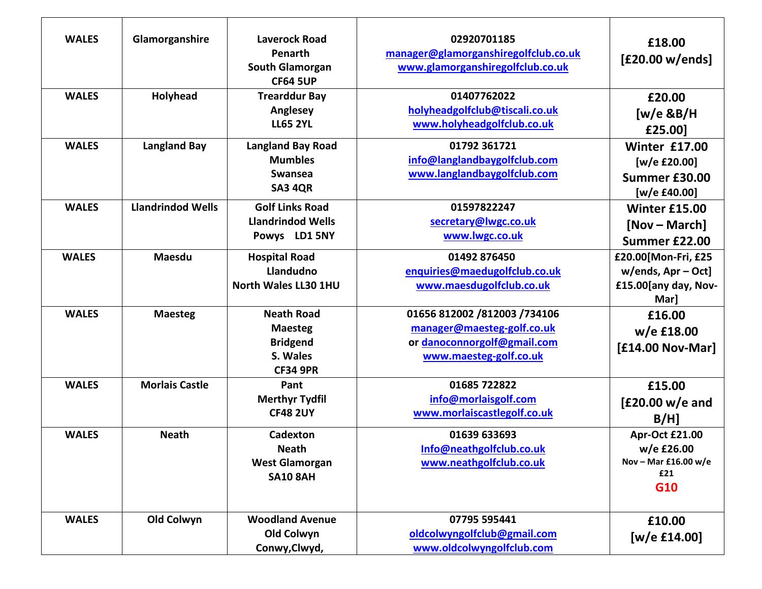| WALES | Glamorganshire | Laverock Road<br>Penarth<br>South Glamorgan<br>CF64 5UP | 02920701185<br>manager@glamorganshiregolfclub.co.uk<br>www.glamorganshiregolfclub.co.uk | £18.00<br>[£20.00 w/ends] |
|---|---|---|---|---|
| WALES | Holyhead | Trearddur Bay<br>Anglesey<br>LL65 2YL | 01407762022<br>holyheadgolfclub@tiscali.co.uk<br>www.holyheadgolfclub.co.uk | £20.00<br>[w/e &B/H<br>£25.00] |
| WALES | Langland Bay | Langland Bay Road<br>Mumbles<br>Swansea<br>SA3 4QR | 01792 361721<br>info@langlandbaygolfclub.com<br>www.langlandbaygolfclub.com | Winter £17.00<br>[w/e £20.00]<br>Summer £30.00<br>[w/e £40.00] |
| WALES | Llandrindod Wells | Golf Links Road<br>Llandrindod Wells<br>Powys LD1 5NY | 01597822247<br>secretary@lwgc.co.uk<br>www.lwgc.co.uk | Winter £15.00<br>[Nov – March]<br>Summer £22.00 |
| WALES | Maesdu | Hospital Road<br>Llandudno<br>North Wales LL30 1HU | 01492 876450<br>enquiries@maedugolfclub.co.uk<br>www.maesdugolfclub.co.uk | £20.00[Mon-Fri, £25 w/ends, Apr – Oct]<br>£15.00[any day, Nov-Mar] |
| WALES | Maesteg | Neath Road<br>Maesteg<br>Bridgend<br>S. Wales<br>CF34 9PR | 01656 812002 /812003 /734106<br>manager@maesteg-golf.co.uk<br>or danoconnorgolf@gmail.com<br>www.maesteg-golf.co.uk | £16.00<br>w/e £18.00<br>[£14.00 Nov-Mar] |
| WALES | Morlais Castle | Pant<br>Merthyr Tydfil<br>CF48 2UY | 01685 722822<br>info@morlaisgolf.com<br>www.morlaiscastlegolf.co.uk | £15.00<br>[£20.00 w/e and B/H] |
| WALES | Neath | Cadexton<br>Neath<br>West Glamorgan<br>SA10 8AH | 01639 633693<br>Info@neathgolfclub.co.uk<br>www.neathgolfclub.co.uk | Apr-Oct £21.00<br>w/e £26.00<br>Nov – Mar £16.00 w/e £21<br>G10 |
| WALES | Old Colwyn | Woodland Avenue<br>Old Colwyn<br>Conwy,Clwyd, | 07795 595441<br>oldcolwyngolfclub@gmail.com<br>www.oldcolwyngolfclub.com | £10.00<br>[w/e £14.00] |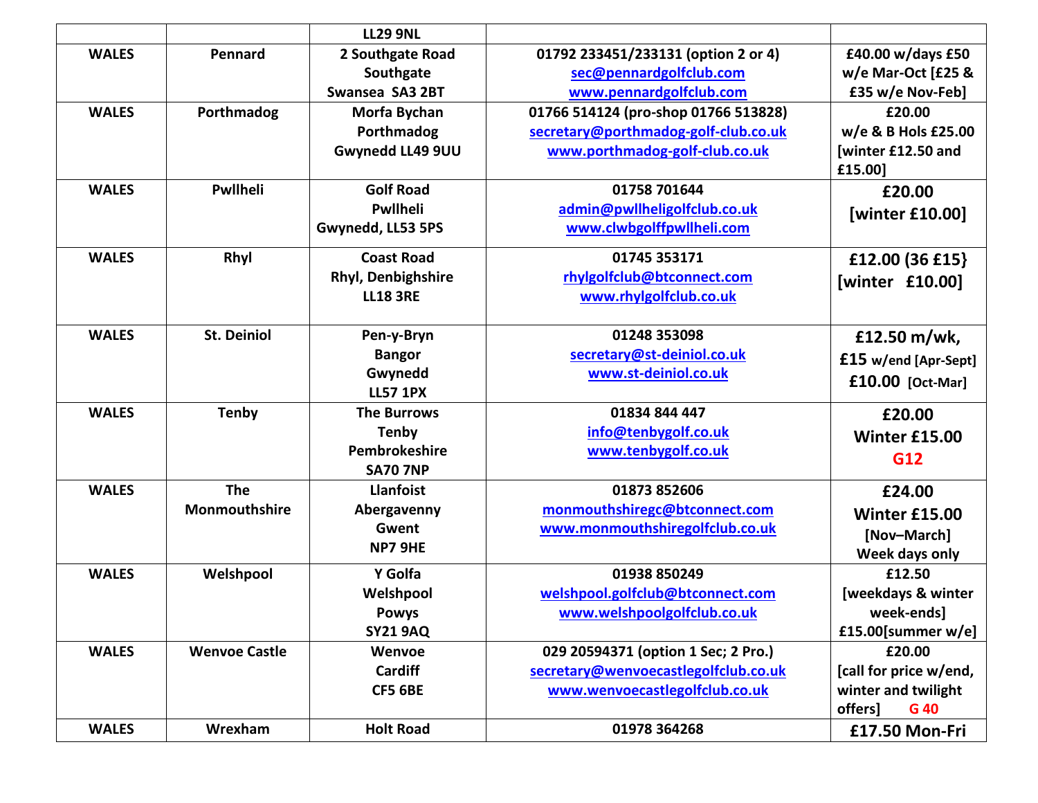| | | LL29 9NL | | |
|---|---|---|---|---|
| WALES | Pennard | 2 Southgate Road<br>Southgate<br>Swansea SA3 2BT | 01792 233451/233131 (option 2 or 4)<br>sec@pennardgolfclub.com<br>www.pennardgolfclub.com | £40.00 w/days £50 w/e Mar-Oct [£25 & £35 w/e Nov-Feb] |
| WALES | Porthmadog | Morfa Bychan<br>Porthmadog<br>Gwynedd LL49 9UU | 01766 514124 (pro-shop 01766 513828)<br>secretary@porthmadog-golf-club.co.uk<br>www.porthmadog-golf-club.co.uk | £20.00<br>w/e & B Hols £25.00 [winter £12.50 and £15.00] |
| WALES | Pwllheli | Golf Road<br>Pwllheli<br>Gwynedd, LL53 5PS | 01758 701644<br>admin@pwllheligolfclub.co.uk<br>www.clwbgolffpwllheli.com | £20.00<br>[winter £10.00] |
| WALES | Rhyl | Coast Road<br>Rhyl, Denbighshire<br>LL18 3RE | 01745 353171<br>rhylgolfclub@btconnect.com<br>www.rhylgolfclub.co.uk | £12.00 (36 £15}<br>[winter £10.00] |
| WALES | St. Deiniol | Pen-y-Bryn<br>Bangor<br>Gwynedd<br>LL57 1PX | 01248 353098<br>secretary@st-deiniol.co.uk<br>www.st-deiniol.co.uk | £12.50 m/wk,<br>£15 w/end [Apr-Sept]<br>£10.00 [Oct-Mar] |
| WALES | Tenby | The Burrows<br>Tenby<br>Pembrokeshire<br>SA70 7NP | 01834 844 447<br>info@tenbygolf.co.uk<br>www.tenbygolf.co.uk | £20.00<br>Winter £15.00<br>G12 |
| WALES | The Monmouthshire | Llanfoist<br>Abergavenny<br>Gwent<br>NP7 9HE | 01873 852606<br>monmouthshiregc@btconnect.com<br>www.monmouthshiregolfclub.co.uk | £24.00<br>Winter £15.00<br>[Nov–March]<br>Week days only |
| WALES | Welshpool | Y Golfa<br>Welshpool<br>Powys<br>SY21 9AQ | 01938 850249<br>welshpool.golfclub@btconnect.com<br>www.welshpoolgolfclub.co.uk | £12.50<br>[weekdays & winter week-ends]<br>£15.00[summer w/e] |
| WALES | Wenvoe Castle | Wenvoe<br>Cardiff<br>CF5 6BE | 029 20594371 (option 1 Sec; 2 Pro.)<br>secretary@wenvoecastlegolfclub.co.uk<br>www.wenvoecastlegolfclub.co.uk | £20.00<br>[call for price w/end, winter and twilight offers] G 40 |
| WALES | Wrexham | Holt Road | 01978 364268 | £17.50 Mon-Fri |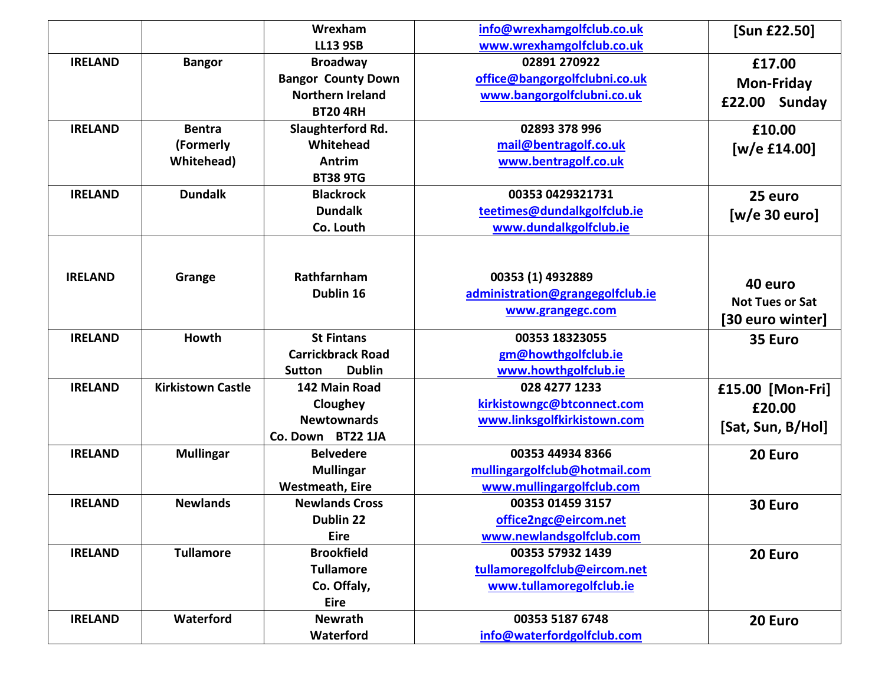| | | | | |
|---|---|---|---|---|
| | | Wrexham<br>LL13 9SB | info@wrexhamgolfclub.co.uk<br>www.wrexhamgolfclub.co.uk | [Sun £22.50] |
| IRELAND | Bangor | Broadway<br>Bangor County Down<br>Northern Ireland<br>BT20 4RH | 02891 270922<br>office@bangorgolfclubni.co.uk<br>www.bangorgolfclubni.co.uk | £17.00<br>Mon-Friday<br>£22.00 Sunday |
| IRELAND | Bentra<br>(Formerly<br>Whitehead) | Slaughterford Rd.<br>Whitehead<br>Antrim<br>BT38 9TG | 02893 378 996<br>mail@bentragolf.co.uk<br>www.bentragolf.co.uk | £10.00<br>[w/e £14.00] |
| IRELAND | Dundalk | Blackrock<br>Dundalk<br>Co. Louth | 00353 0429321731<br>teetimes@dundalkgolfclub.ie<br>www.dundalkgolfclub.ie | 25 euro<br>[w/e 30 euro] |
| IRELAND | Grange | Rathfarnham<br>Dublin 16 | 00353 (1) 4932889<br>administration@grangegolfclub.ie<br>www.grangegc.com | 40 euro<br>Not Tues or Sat<br>[30 euro winter] |
| IRELAND | Howth | St Fintans<br>Carrickbrack Road<br>Sutton Dublin | 00353 18323055<br>gm@howthgolfclub.ie<br>www.howthgolfclub.ie | 35 Euro |
| IRELAND | Kirkistown Castle | 142 Main Road<br>Cloughey<br>Newtownards<br>Co. Down BT22 1JA | 028 4277 1233<br>kirkistowngc@btconnect.com<br>www.linksgolfkirkistown.com | £15.00 [Mon-Fri]<br>£20.00<br>[Sat, Sun, B/Hol] |
| IRELAND | Mullingar | Belvedere<br>Mullingar<br>Westmeath, Eire | 00353 44934 8366<br>mullingargolfclub@hotmail.com<br>www.mullingargolfclub.com | 20 Euro |
| IRELAND | Newlands | Newlands Cross<br>Dublin 22<br>Eire | 00353 01459 3157<br>office2ngc@eircom.net<br>www.newlandsgolfclub.com | 30 Euro |
| IRELAND | Tullamore | Brookfield<br>Tullamore<br>Co. Offaly,<br>Eire | 00353 57932 1439<br>tullamoregolfclub@eircom.net<br>www.tullamoregolfclub.ie | 20 Euro |
| IRELAND | Waterford | Newrath<br>Waterford | 00353 5187 6748<br>info@waterfordgolfclub.com | 20 Euro |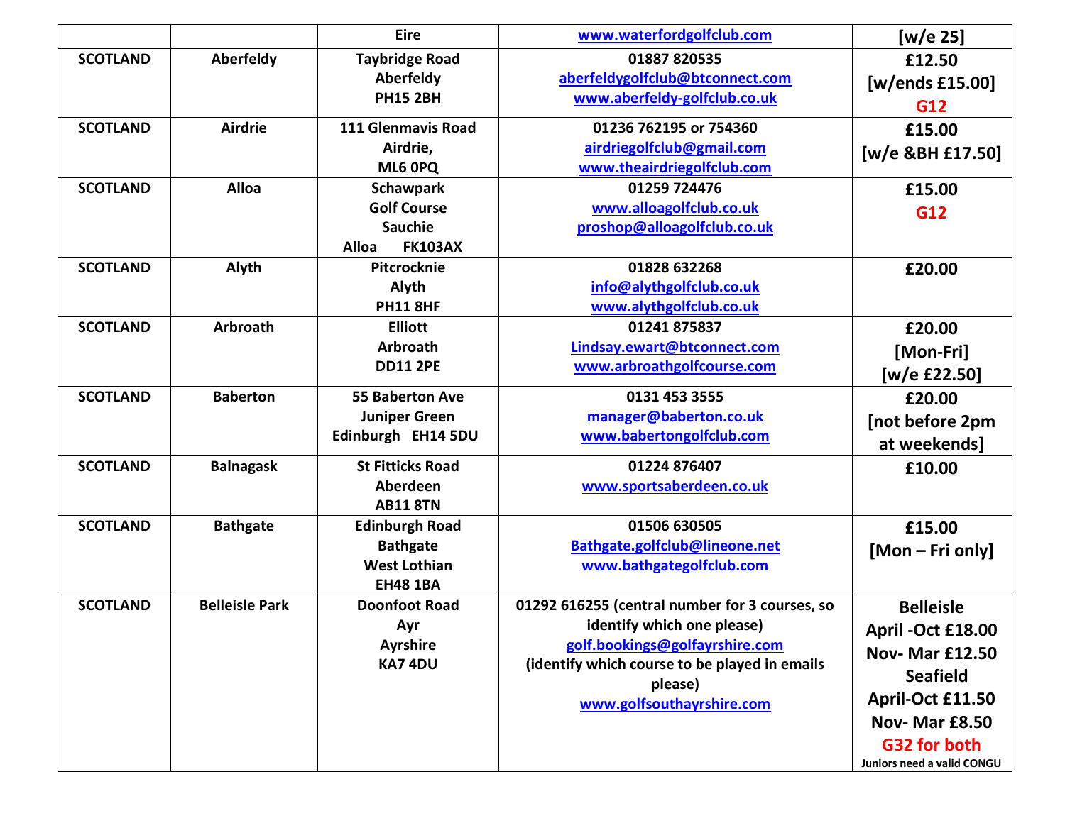| | | Eire | www.waterfordgolfclub.com | [w/e 25] |
|---|---|---|---|---|
| SCOTLAND | Aberfeldy | Taybridge Road<br>Aberfeldy<br>PH15 2BH | 01887 820535<br>aberfeldygolfclub@btconnect.com<br>www.aberfeldy-golfclub.co.uk | £12.50<br>[w/ends £15.00]<br>G12 |
| SCOTLAND | Airdrie | 111 Glenmavis Road<br>Airdrie,<br>ML6 0PQ | 01236 762195 or 754360<br>airdriegolfclub@gmail.com<br>www.theairdriegolfclub.com | £15.00<br>[w/e &BH £17.50] |
| SCOTLAND | Alloa | Schawpark<br>Golf Course<br>Sauchie<br>Alloa FK103AX | 01259 724476<br>www.alloagolfclub.co.uk<br>proshop@alloagolfclub.co.uk | £15.00<br>G12 |
| SCOTLAND | Alyth | Pitcrocknie<br>Alyth<br>PH11 8HF | 01828 632268<br>info@alythgolfclub.co.uk<br>www.alythgolfclub.co.uk | £20.00 |
| SCOTLAND | Arbroath | Elliott<br>Arbroath<br>DD11 2PE | 01241 875837<br>Lindsay.ewart@btconnect.com<br>www.arbroathgolfcourse.com | £20.00<br>[Mon-Fri]<br>[w/e £22.50] |
| SCOTLAND | Baberton | 55 Baberton Ave<br>Juniper Green<br>Edinburgh EH14 5DU | 0131 453 3555<br>manager@baberton.co.uk<br>www.babertongolfclub.com | £20.00<br>[not before 2pm at weekends] |
| SCOTLAND | Balnagask | St Fitticks Road<br>Aberdeen<br>AB11 8TN | 01224 876407<br>www.sportsaberdeen.co.uk | £10.00 |
| SCOTLAND | Bathgate | Edinburgh Road<br>Bathgate<br>West Lothian<br>EH48 1BA | 01506 630505<br>Bathgate.golfclub@lineone.net<br>www.bathgategolfclub.com | £15.00<br>[Mon – Fri only] |
| SCOTLAND | Belleisle Park | Doonfoot Road<br>Ayr<br>Ayrshire<br>KA7 4DU | 01292 616255 (central number for 3 courses, so identify which one please)<br>golf.bookings@golfayrshire.com<br>(identify which course to be played in emails please)<br>www.golfsouthayrshire.com | Belleisle<br>April -Oct £18.00<br>Nov- Mar £12.50<br>Seafield<br>April-Oct £11.50<br>Nov- Mar £8.50<br>G32 for both<br>Juniors need a valid CONGU |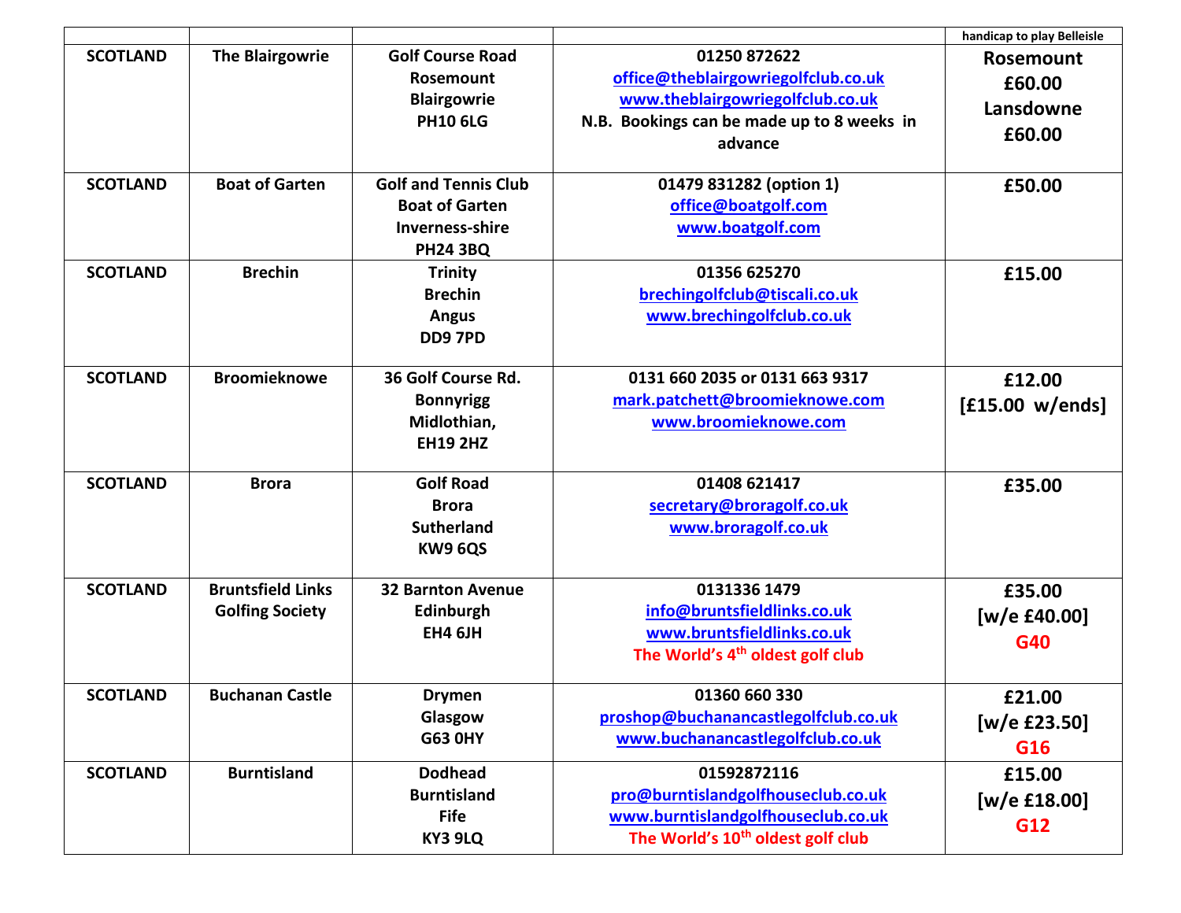| | | | | handicap to play Belleisle |
|---|---|---|---|---|
| **SCOTLAND** | **The Blairgowrie** | **Golf Course Road**<br>**Rosemount**<br>**Blairgowrie**<br>**PH10 6LG** | **01250 872622**<br>**office@theblairgowriegolfclub.co.uk**<br>**www.theblairgowriegolfclub.co.uk**<br>**N.B. Bookings can be made up to 8 weeks in advance** | **Rosemount**<br>**£60.00**<br>**Lansdowne**<br>**£60.00** |
| **SCOTLAND** | **Boat of Garten** | **Golf and Tennis Club**<br>**Boat of Garten**<br>**Inverness-shire**<br>**PH24 3BQ** | **01479 831282 (option 1)**<br>**office@boatgolf.com**<br>**www.boatgolf.com** | **£50.00** |
| **SCOTLAND** | **Brechin** | **Trinity**<br>**Brechin**<br>**Angus**<br>**DD9 7PD** | **01356 625270**<br>**brechingolfclub@tiscali.co.uk**<br>**www.brechingolfclub.co.uk** | **£15.00** |
| **SCOTLAND** | **Broomieknowe** | **36 Golf Course Rd.**<br>**Bonnyrigg**<br>**Midlothian,**<br>**EH19 2HZ** | **0131 660 2035 or 0131 663 9317**<br>**mark.patchett@broomieknowe.com**<br>**www.broomieknowe.com** | **£12.00**<br>**[£15.00 w/ends]** |
| **SCOTLAND** | **Brora** | **Golf Road**<br>**Brora**<br>**Sutherland**<br>**KW9 6QS** | **01408 621417**<br>**secretary@broragolf.co.uk**<br>**www.broragolf.co.uk** | **£35.00** |
| **SCOTLAND** | **Bruntsfield Links Golfing Society** | **32 Barnton Avenue**<br>**Edinburgh**<br>**EH4 6JH** | **0131336 1479**<br>**info@bruntsfieldlinks.co.uk**<br>**www.bruntsfieldlinks.co.uk**<br>**The World's 4th oldest golf club** | **£35.00**<br>**[w/e £40.00]**<br>**G40** |
| **SCOTLAND** | **Buchanan Castle** | **Drymen**<br>**Glasgow**<br>**G63 0HY** | **01360 660 330**<br>**proshop@buchanancastlegolfclub.co.uk**<br>**www.buchanancastlegolfclub.co.uk** | **£21.00**<br>**[w/e £23.50]**<br>**G16** |
| **SCOTLAND** | **Burntisland** | **Dodhead**<br>**Burntisland**<br>**Fife**<br>**KY3 9LQ** | **01592872116**<br>**pro@burntislandgolfhouseclub.co.uk**<br>**www.burntislandgolfhouseclub.co.uk**<br>**The World's 10th oldest golf club** | **£15.00**<br>**[w/e £18.00]**<br>**G12** |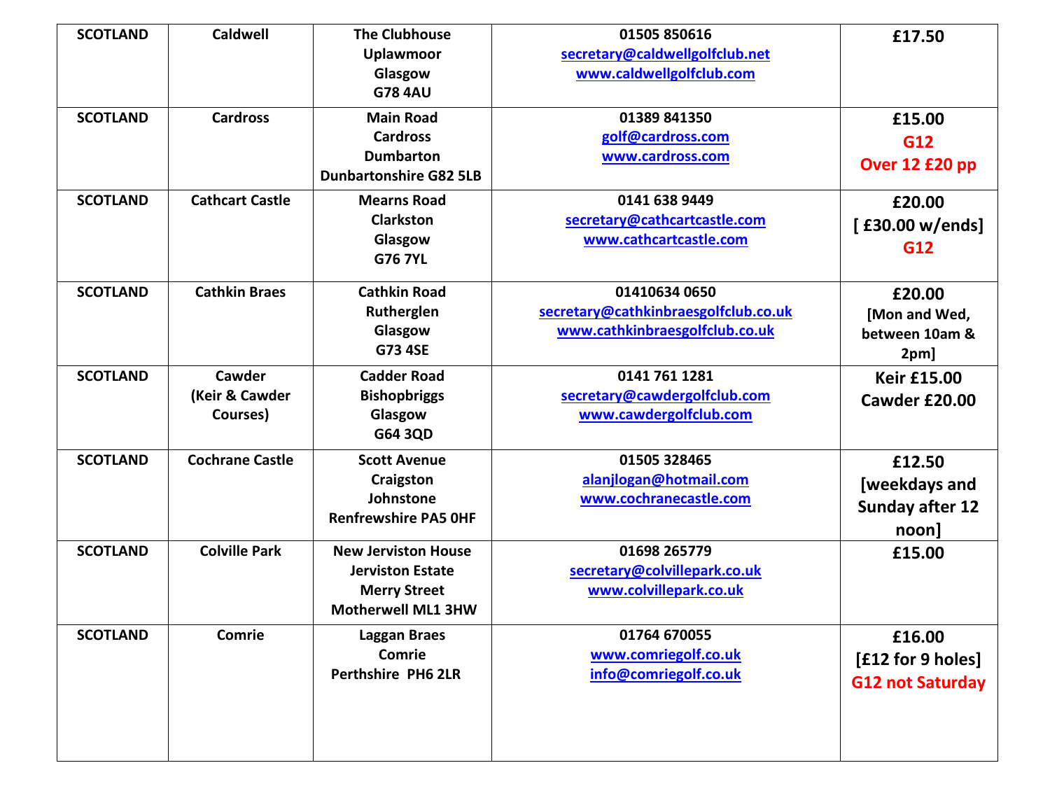| SCOTLAND | Caldwell | The Clubhouse<br>Uplawmoor<br>Glasgow<br>G78 4AU | 01505 850616<br>secretary@caldwellgolfclub.net<br>www.caldwellgolfclub.com | £17.50 |
|---|---|---|---|---|
| SCOTLAND | Cardross | Main Road<br>Cardross<br>Dumbarton<br>Dunbartonshire G82 5LB | 01389 841350<br>golf@cardross.com<br>www.cardross.com | £15.00<br>G12<br>Over 12 £20 pp |
| SCOTLAND | Cathcart Castle | Mearns Road<br>Clarkston<br>Glasgow<br>G76 7YL | 0141 638 9449<br>secretary@cathcartcastle.com<br>www.cathcartcastle.com | £20.00<br>[ £30.00 w/ends]<br>G12 |
| SCOTLAND | Cathkin Braes | Cathkin Road<br>Rutherglen<br>Glasgow<br>G73 4SE | 01410634 0650<br>secretary@cathkinbraesgolfclub.co.uk<br>www.cathkinbraesgolfclub.co.uk | £20.00<br>[Mon and Wed, between 10am & 2pm] |
| SCOTLAND | Cawder<br>(Keir & Cawder Courses) | Cadder Road<br>Bishopbriggs<br>Glasgow<br>G64 3QD | 0141 761 1281<br>secretary@cawdergolfclub.com<br>www.cawdergolfclub.com | Keir £15.00<br>Cawder £20.00 |
| SCOTLAND | Cochrane Castle | Scott Avenue<br>Craigston<br>Johnstone<br>Renfrewshire PA5 0HF | 01505 328465<br>alanjlogan@hotmail.com<br>www.cochranecastle.com | £12.50<br>[weekdays and Sunday after 12 noon] |
| SCOTLAND | Colville Park | New Jerviston House<br>Jerviston Estate<br>Merry Street<br>Motherwell ML1 3HW | 01698 265779<br>secretary@colvillepark.co.uk<br>www.colvillepark.co.uk | £15.00 |
| SCOTLAND | Comrie | Laggan Braes<br>Comrie<br>Perthshire PH6 2LR | 01764 670055<br>www.comriegolf.co.uk<br>info@comriegolf.co.uk | £16.00<br>[£12 for 9 holes]<br>G12 not Saturday |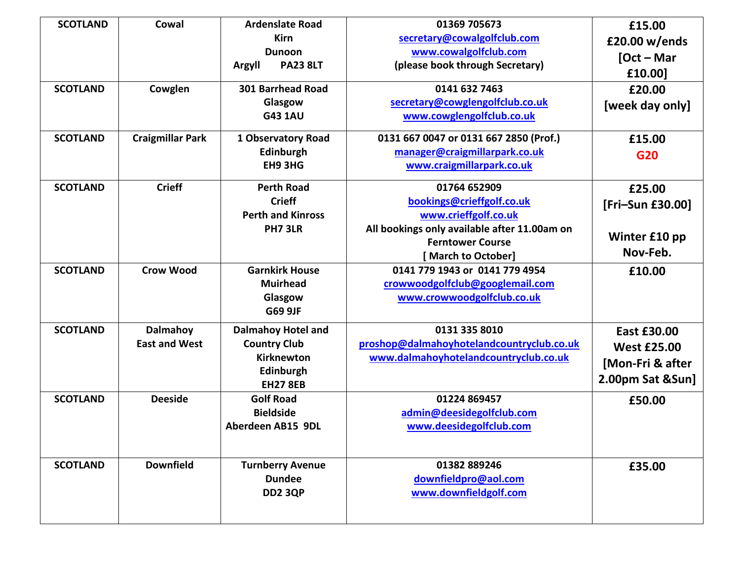| SCOTLAND | Cowal | Ardenslate Road<br>Kirn<br>Dunoon<br>Argyll PA23 8LT | 01369 705673<br>secretary@cowalgolfclub.com<br>www.cowalgolfclub.com<br>(please book through Secretary) | £15.00<br>£20.00 w/ends<br>[Oct – Mar £10.00] |
|---|---|---|---|---|
| SCOTLAND | Cowglen | 301 Barrhead Road<br>Glasgow<br>G43 1AU | 0141 632 7463<br>secretary@cowglengolfclub.co.uk<br>www.cowglengolfclub.co.uk | £20.00<br>[week day only] |
| SCOTLAND | Craigmillar Park | 1 Observatory Road<br>Edinburgh<br>EH9 3HG | 0131 667 0047 or 0131 667 2850 (Prof.)<br>manager@craigmillarpark.co.uk<br>www.craigmillarpark.co.uk | £15.00<br>G20 |
| SCOTLAND | Crieff | Perth Road<br>Crieff<br>Perth and Kinross<br>PH7 3LR | 01764 652909<br>bookings@crieffgolf.co.uk<br>www.crieffgolf.co.uk<br>All bookings only available after 11.00am on Ferntower Course<br>[ March to October] | £25.00<br>[Fri–Sun £30.00]<br><br>Winter £10 pp Nov-Feb. |
| SCOTLAND | Crow Wood | Garnkirk House<br>Muirhead<br>Glasgow<br>G69 9JF | 0141 779 1943 or 0141 779 4954<br>crowwoodgolfclub@googlemail.com<br>www.crowwoodgolfclub.co.uk | £10.00 |
| SCOTLAND | Dalmahoy<br>East and West | Dalmahoy Hotel and Country Club<br>Kirknewton<br>Edinburgh<br>EH27 8EB | 0131 335 8010<br>proshop@dalmahoyhotelandcountryclub.co.uk<br>www.dalmahoyhotelandcountryclub.co.uk | East £30.00<br>West £25.00<br>[Mon-Fri & after 2.00pm Sat &Sun] |
| SCOTLAND | Deeside | Golf Road<br>Bieldside<br>Aberdeen AB15 9DL | 01224 869457<br>admin@deesidegolfclub.com<br>www.deesidegolfclub.com | £50.00 |
| SCOTLAND | Downfield | Turnberry Avenue<br>Dundee<br>DD2 3QP | 01382 889246<br>downfieldpro@aol.com<br>www.downfieldgolf.com | £35.00 |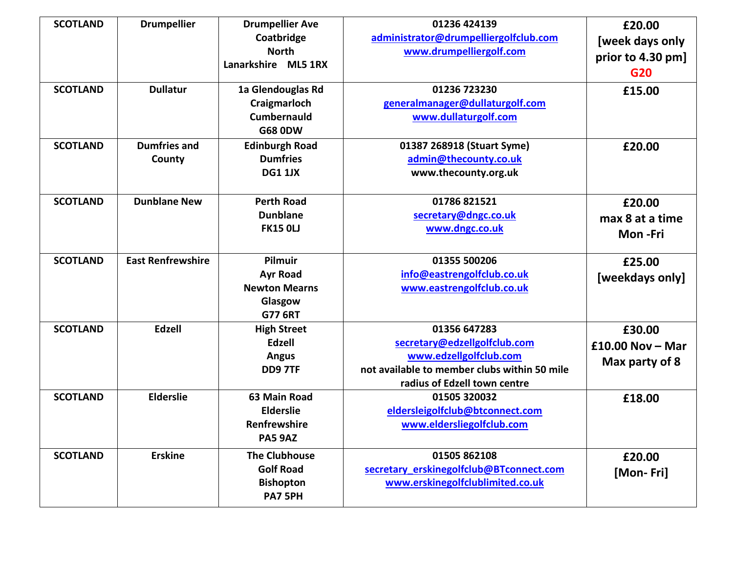| SCOTLAND | Drumpellier | Drumpellier Ave Coatbridge North Lanarkshire ML5 1RX | 01236 424139 administrator@drumpelliergolfclub.com www.drumpelliergolf.com | £20.00 [week days only prior to 4.30 pm] G20 |
|---|---|---|---|---|
| SCOTLAND | Dullatur | 1a Glendouglas Rd Craigmarloch Cumbernauld G68 0DW | 01236 723230 generalmanager@dullaturgolf.com www.dullaturgolf.com | £15.00 |
| SCOTLAND | Dumfries and County | Edinburgh Road Dumfries DG1 1JX | 01387 268918 (Stuart Syme) admin@thecounty.co.uk www.thecounty.org.uk | £20.00 |
| SCOTLAND | Dunblane New | Perth Road Dunblane FK15 0LJ | 01786 821521 secretary@dngc.co.uk www.dngc.co.uk | £20.00 max 8 at a time Mon -Fri |
| SCOTLAND | East Renfrewshire | Pilmuir Ayr Road Newton Mearns Glasgow G77 6RT | 01355 500206 info@eastrengolfclub.co.uk www.eastrengolfclub.co.uk | £25.00 [weekdays only] |
| SCOTLAND | Edzell | High Street Edzell Angus DD9 7TF | 01356 647283 secretary@edzellgolfclub.com www.edzellgolfclub.com not available to member clubs within 50 mile radius of Edzell town centre | £30.00 £10.00 Nov – Mar Max party of 8 |
| SCOTLAND | Elderslie | 63 Main Road Elderslie Renfrewshire PA5 9AZ | 01505 320032 eldersleigolfclub@btconnect.com www.eldersliegolfclub.com | £18.00 |
| SCOTLAND | Erskine | The Clubhouse Golf Road Bishopton PA7 5PH | 01505 862108 secretary_erskinegolfclub@BTconnect.com www.erskinegolfclublimited.co.uk | £20.00 [Mon- Fri] |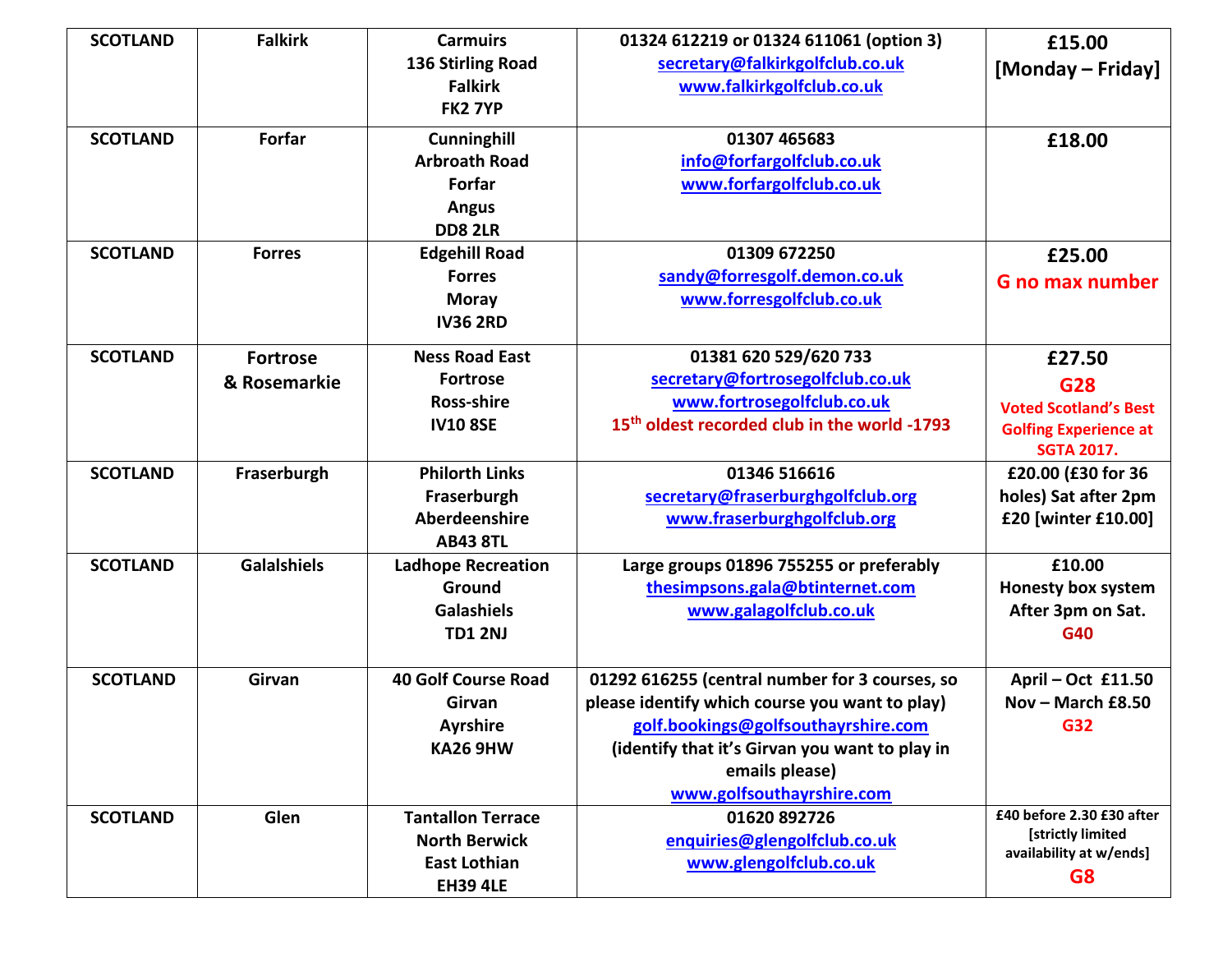| SCOTLAND | Falkirk | Carmuirs<br>136 Stirling Road<br>Falkirk<br>FK2 7YP | 01324 612219 or 01324 611061 (option 3)<br>secretary@falkirkgolfclub.co.uk<br>www.falkirkgolfclub.co.uk | £15.00<br>[Monday – Friday] |
|---|---|---|---|---|
| SCOTLAND | Forfar | Cunninghill<br>Arbroath Road<br>Forfar<br>Angus<br>DD8 2LR | 01307 465683<br>info@forfargolfclub.co.uk<br>www.forfargolfclub.co.uk | £18.00 |
| SCOTLAND | Forres | Edgehill Road<br>Forres<br>Moray<br>IV36 2RD | 01309 672250<br>sandy@forresgolf.demon.co.uk<br>www.forresgolfclub.co.uk | £25.00<br>G no max number |
| SCOTLAND | Fortrose<br>& Rosemarkie | Ness Road East<br>Fortrose<br>Ross-shire<br>IV10 8SE | 01381 620 529/620 733<br>secretary@fortrosegolfclub.co.uk<br>www.fortrosegolfclub.co.uk<br>15th oldest recorded club in the world -1793 | £27.50<br>G28<br>Voted Scotland's Best Golfing Experience at SGTA 2017. |
| SCOTLAND | Fraserburgh | Philorth Links<br>Fraserburgh<br>Aberdeenshire<br>AB43 8TL | 01346 516616<br>secretary@fraserburghgolfclub.org<br>www.fraserburghgolfclub.org | £20.00 (£30 for 36 holes) Sat after 2pm £20 [winter £10.00] |
| SCOTLAND | Galalshiels | Ladhope Recreation Ground<br>Galashiels<br>TD1 2NJ | Large groups 01896 755255 or preferably<br>thesimpsons.gala@btinternet.com<br>www.galagolfclub.co.uk | £10.00<br>Honesty box system<br>After 3pm on Sat.<br>G40 |
| SCOTLAND | Girvan | 40 Golf Course Road<br>Girvan<br>Ayrshire<br>KA26 9HW | 01292 616255 (central number for 3 courses, so please identify which course you want to play)<br>golf.bookings@golfsouthayrshire.com<br>(identify that it's Girvan you want to play in emails please)<br>www.golfsouthayrshire.com | April – Oct £11.50<br>Nov – March £8.50<br>G32 |
| SCOTLAND | Glen | Tantallon Terrace<br>North Berwick<br>East Lothian<br>EH39 4LE | 01620 892726<br>enquiries@glengolfclub.co.uk<br>www.glengolfclub.co.uk | £40 before 2.30 £30 after<br>[strictly limited availability at w/ends]<br>G8 |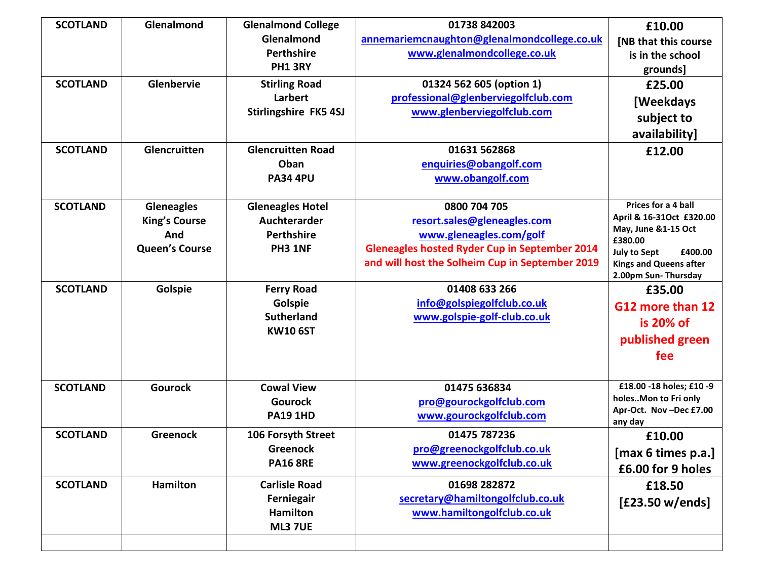| SCOTLAND | Glenalmond | Glenalmond College<br>Glenalmond<br>Perthshire<br>PH1 3RY | 01738 842003<br>annemariemcnaughton@glenalmondcollege.co.uk<br>www.glenalmondcollege.co.uk | £10.00<br>[NB that this course is in the school grounds] |
|---|---|---|---|---|
| SCOTLAND | Glenbervie | Stirling Road<br>Larbert<br>Stirlingshire FK5 4SJ | 01324 562 605 (option 1)<br>professional@glenberviegolfclub.com<br>www.glenberviegolfclub.com | £25.00<br>[Weekdays subject to availability] |
| SCOTLAND | Glencruitten | Glencruitten Road<br>Oban<br>PA34 4PU | 01631 562868<br>enquiries@obangolf.com<br>www.obangolf.com | £12.00 |
| SCOTLAND | Gleneagles<br>King's Course<br>And<br>Queen's Course | Gleneagles Hotel<br>Auchterarder<br>Perthshire<br>PH3 1NF | 0800 704 705<br>resort.sales@gleneagles.com<br>www.gleneagles.com/golf<br>Gleneagles hosted Ryder Cup in September 2014 and will host the Solheim Cup in September 2019 | Prices for a 4 ball<br>April & 16-31Oct £320.00<br>May, June &1-15 Oct £380.00<br>July to Sept £400.00<br>Kings and Queens after 2.00pm Sun- Thursday |
| SCOTLAND | Golspie | Ferry Road<br>Golspie<br>Sutherland<br>KW10 6ST | 01408 633 266<br>info@golspiegolfclub.co.uk<br>www.golspie-golf-club.co.uk | £35.00<br>G12 more than 12 is 20% of published green fee |
| SCOTLAND | Gourock | Cowal View<br>Gourock<br>PA19 1HD | 01475 636834<br>pro@gourockgolfclub.com<br>www.gourockgolfclub.com | £18.00 -18 holes; £10 -9 holes..Mon to Fri only Apr-Oct. Nov –Dec £7.00 any day |
| SCOTLAND | Greenock | 106 Forsyth Street<br>Greenock<br>PA16 8RE | 01475 787236<br>pro@greenockgolfclub.co.uk<br>www.greenockgolfclub.co.uk | £10.00<br>[max 6 times p.a.]<br>£6.00 for 9 holes |
| SCOTLAND | Hamilton | Carlisle Road<br>Ferniegair<br>Hamilton<br>ML3 7UE | 01698 282872<br>secretary@hamiltongolfclub.co.uk<br>www.hamiltongolfclub.co.uk | £18.50<br>[£23.50 w/ends] |
| | | | | |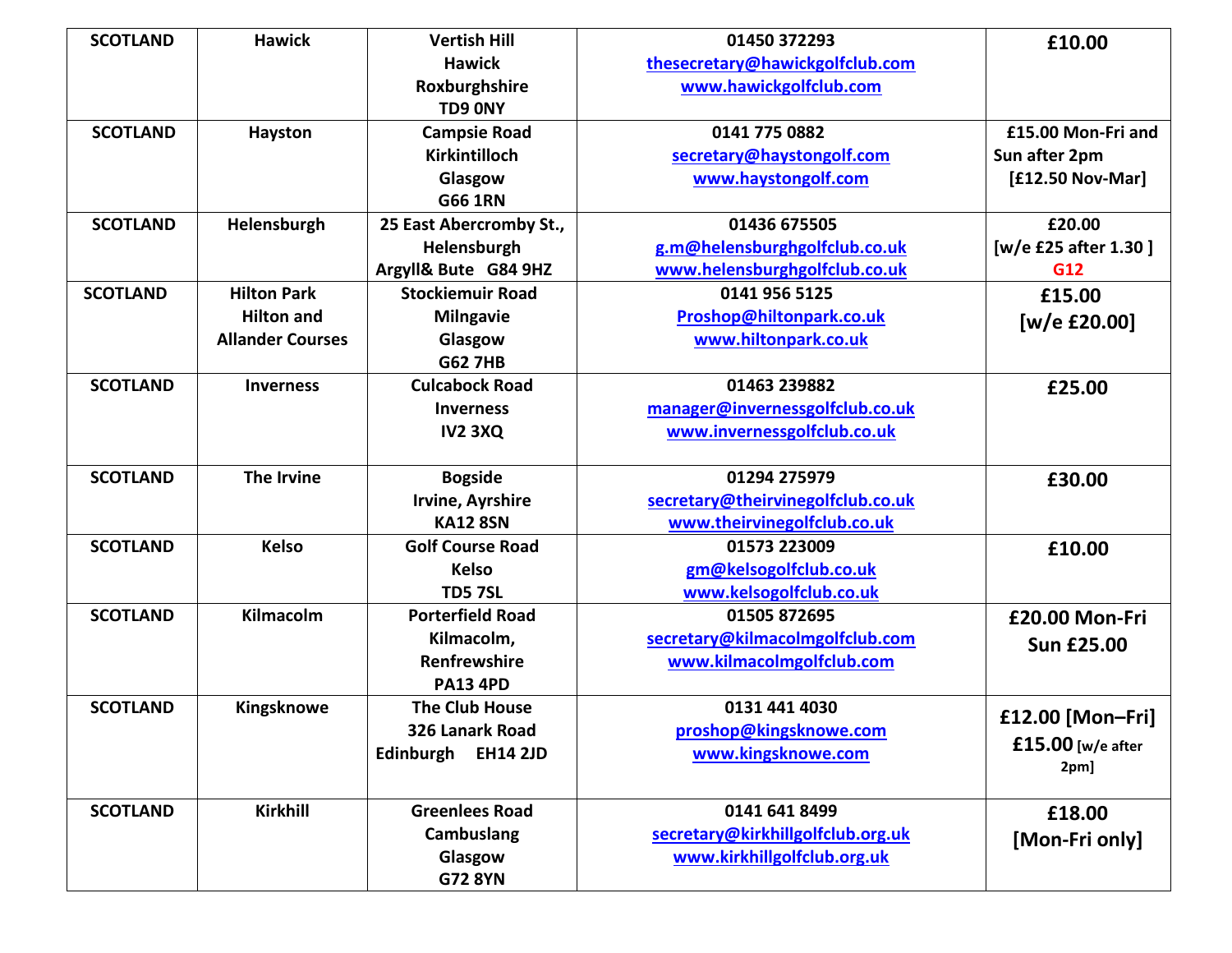| SCOTLAND | Hawick | Vertish Hill<br>Hawick<br>Roxburghshire<br>TD9 0NY | 01450 372293<br>thesecretary@hawickgolfclub.com<br>www.hawickgolfclub.com | £10.00 |
|---|---|---|---|---|
| SCOTLAND | Hayston | Campsie Road<br>Kirkintilloch<br>Glasgow<br>G66 1RN | 0141 775 0882<br>secretary@haystongolf.com<br>www.haystongolf.com | £15.00 Mon-Fri and Sun after 2pm<br>[£12.50 Nov-Mar] |
| SCOTLAND | Helensburgh | 25 East Abercromby St.,<br>Helensburgh<br>Argyll& Bute G84 9HZ | 01436 675505<br>g.m@helensburghgolfclub.co.uk<br>www.helensburghgolfclub.co.uk | £20.00<br>[w/e £25 after 1.30 ]<br>G12 |
| SCOTLAND | Hilton Park<br>Hilton and Allander Courses | Stockiemuir Road<br>Milngavie<br>Glasgow<br>G62 7HB | 0141 956 5125<br>Proshop@hiltonpark.co.uk<br>www.hiltonpark.co.uk | £15.00<br>[w/e £20.00] |
| SCOTLAND | Inverness | Culcabock Road<br>Inverness<br>IV2 3XQ | 01463 239882<br>manager@invernessgolfclub.co.uk<br>www.invernessgolfclub.co.uk | £25.00 |
| SCOTLAND | The Irvine | Bogside<br>Irvine, Ayrshire<br>KA12 8SN | 01294 275979<br>secretary@theirvinegolfclub.co.uk<br>www.theirvinegolfclub.co.uk | £30.00 |
| SCOTLAND | Kelso | Golf Course Road<br>Kelso<br>TD5 7SL | 01573 223009<br>gm@kelsogolfclub.co.uk<br>www.kelsogolfclub.co.uk | £10.00 |
| SCOTLAND | Kilmacolm | Porterfield Road<br>Kilmacolm,<br>Renfrewshire<br>PA13 4PD | 01505 872695<br>secretary@kilmacolmgolfclub.com<br>www.kilmacolmgolfclub.com | £20.00 Mon-Fri<br>Sun £25.00 |
| SCOTLAND | Kingsknowe | The Club House<br>326 Lanark Road<br>Edinburgh EH14 2JD | 0131 441 4030<br>proshop@kingsknowe.com<br>www.kingsknowe.com | £12.00 [Mon–Fri]<br>£15.00 [w/e after 2pm] |
| SCOTLAND | Kirkhill | Greenlees Road<br>Cambuslang<br>Glasgow<br>G72 8YN | 0141 641 8499<br>secretary@kirkhillgolfclub.org.uk<br>www.kirkhillgolfclub.org.uk | £18.00<br>[Mon-Fri only] |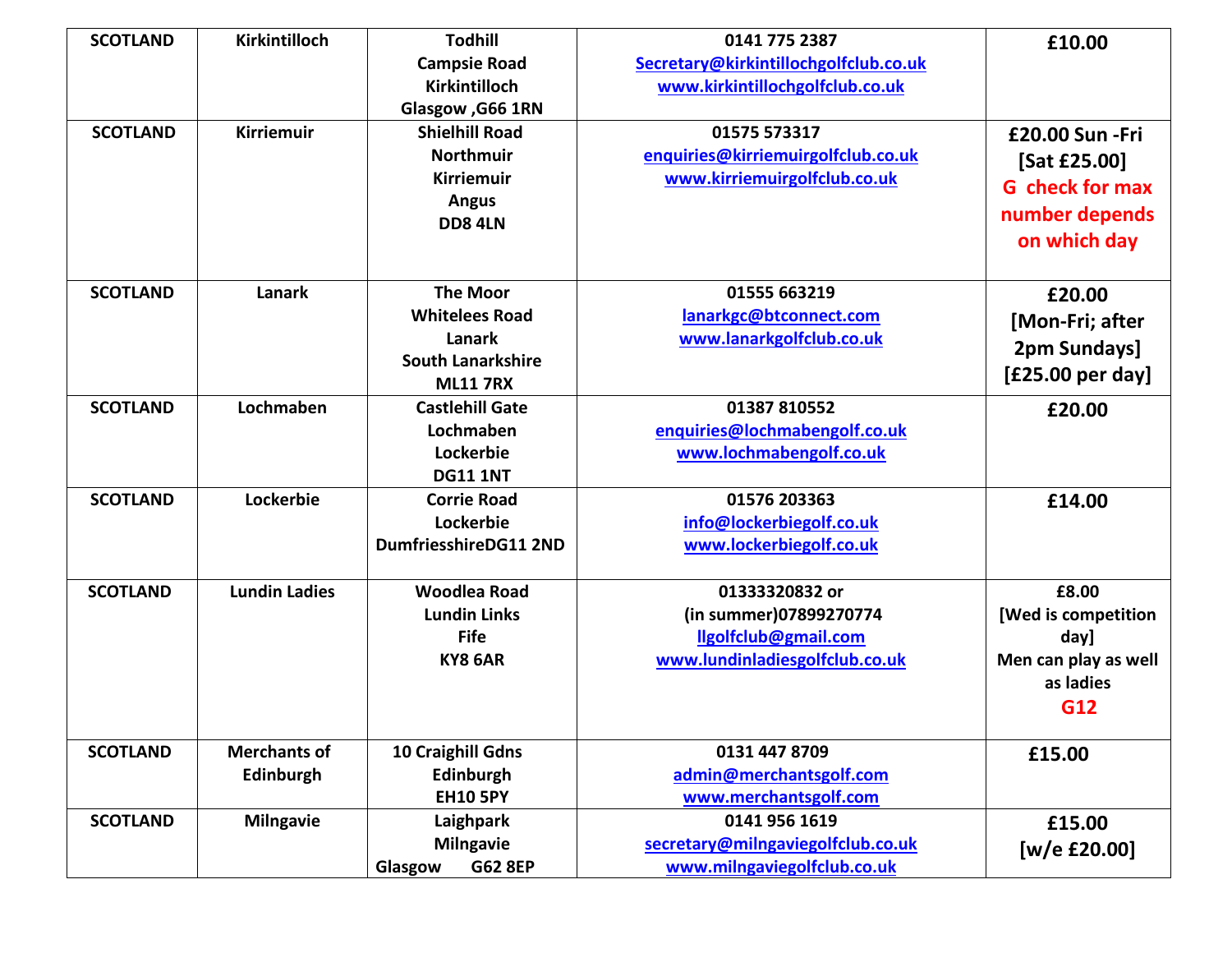| | | | | |
|---|---|---|---|---|
| SCOTLAND | Kirkintilloch | Todhill<br>Campsie Road<br>Kirkintilloch<br>Glasgow ,G66 1RN | 0141 775 2387<br>Secretary@kirkintillochgolfclub.co.uk<br>www.kirkintillochgolfclub.co.uk | £10.00 |
| SCOTLAND | Kirriemuir | Shielhill Road<br>Northmuir<br>Kirriemuir<br>Angus<br>DD8 4LN | 01575 573317<br>enquiries@kirriemuirgolfclub.co.uk<br>www.kirriemuirgolfclub.co.uk | £20.00 Sun -Fri<br>[Sat £25.00]<br>G check for max number depends on which day |
| SCOTLAND | Lanark | The Moor<br>Whitelees Road<br>Lanark<br>South Lanarkshire<br>ML11 7RX | 01555 663219<br>lanarkgc@btconnect.com<br>www.lanarkgolfclub.co.uk | £20.00<br>[Mon-Fri; after 2pm Sundays]<br>[£25.00 per day] |
| SCOTLAND | Lochmaben | Castlehill Gate<br>Lochmaben<br>Lockerbie<br>DG11 1NT | 01387 810552<br>enquiries@lochmabengolf.co.uk<br>www.lochmabengolf.co.uk | £20.00 |
| SCOTLAND | Lockerbie | Corrie Road<br>Lockerbie<br>DumfriesshireDG11 2ND | 01576 203363<br>info@lockerbiegolf.co.uk<br>www.lockerbiegolf.co.uk | £14.00 |
| SCOTLAND | Lundin Ladies | Woodlea Road<br>Lundin Links<br>Fife<br>KY8 6AR | 01333320832 or<br>(in summer)07899270774<br>llgolfclub@gmail.com<br>www.lundinladiesgolfclub.co.uk | £8.00<br>[Wed is competition day]<br>Men can play as well as ladies<br>G12 |
| SCOTLAND | Merchants of Edinburgh | 10 Craighill Gdns<br>Edinburgh<br>EH10 5PY | 0131 447 8709<br>admin@merchantsgolf.com<br>www.merchantsgolf.com | £15.00 |
| SCOTLAND | Milngavie | Laighpark<br>Milngavie<br>Glasgow G62 8EP | 0141 956 1619<br>secretary@milngaviegolfclub.co.uk<br>www.milngaviegolfclub.co.uk | £15.00<br>[w/e £20.00] |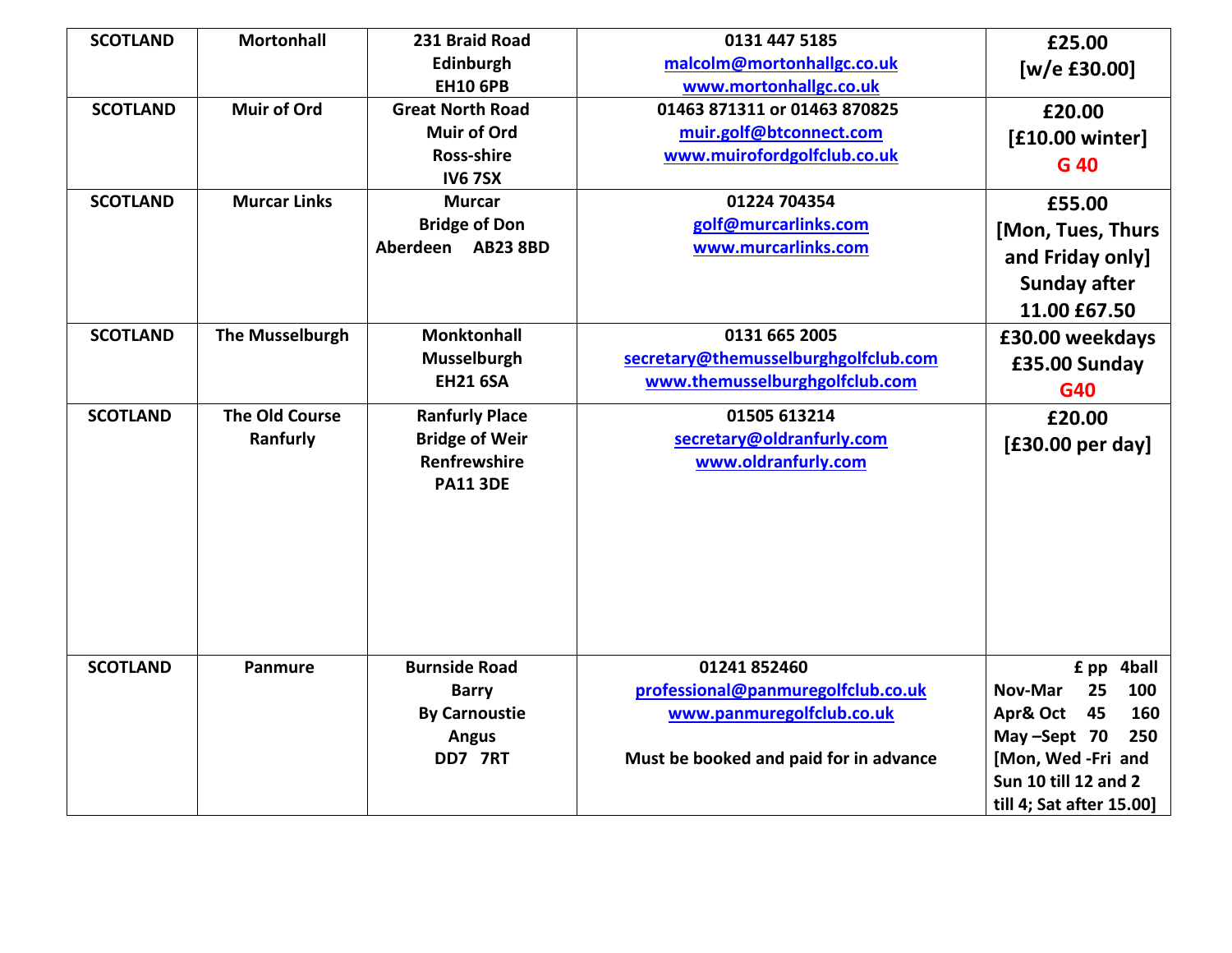| SCOTLAND | Mortonhall | 231 Braid Road<br>Edinburgh<br>EH10 6PB | 0131 447 5185<br>malcolm@mortonhallgc.co.uk<br>www.mortonhallgc.co.uk | £25.00<br>[w/e £30.00] |
|---|---|---|---|---|
| SCOTLAND | Muir of Ord | Great North Road<br>Muir of Ord<br>Ross-shire<br>IV6 7SX | 01463 871311 or 01463 870825<br>muir.golf@btconnect.com<br>www.muirofordgolfclub.co.uk | £20.00<br>[£10.00 winter]<br>G 40 |
| SCOTLAND | Murcar Links | Murcar<br>Bridge of Don<br>Aberdeen AB23 8BD | 01224 704354<br>golf@murcarlinks.com<br>www.murcarlinks.com | £55.00<br>[Mon, Tues, Thurs and Friday only]<br>Sunday after 11.00 £67.50 |
| SCOTLAND | The Musselburgh | Monktonhall<br>Musselburgh<br>EH21 6SA | 0131 665 2005<br>secretary@themusselburghgolfclub.com<br>www.themusselburghgolfclub.com | £30.00 weekdays<br>£35.00 Sunday<br>G40 |
| SCOTLAND | The Old Course Ranfurly | Ranfurly Place<br>Bridge of Weir<br>Renfrewshire<br>PA11 3DE | 01505 613214<br>secretary@oldranfurly.com<br>www.oldranfurly.com | £20.00<br>[£30.00 per day] |
| SCOTLAND | Panmure | Burnside Road<br>Barry<br>By Carnoustie<br>Angus<br>DD7 7RT | 01241 852460<br>professional@panmuregolfclub.co.uk<br>www.panmuregolfclub.co.uk<br><br>Must be booked and paid for in advance | £ pp 4ball<br>Nov-Mar 25 100<br>Apr& Oct 45 160<br>May –Sept 70 250<br>[Mon, Wed -Fri and Sun 10 till 12 and 2 till 4; Sat after 15.00] |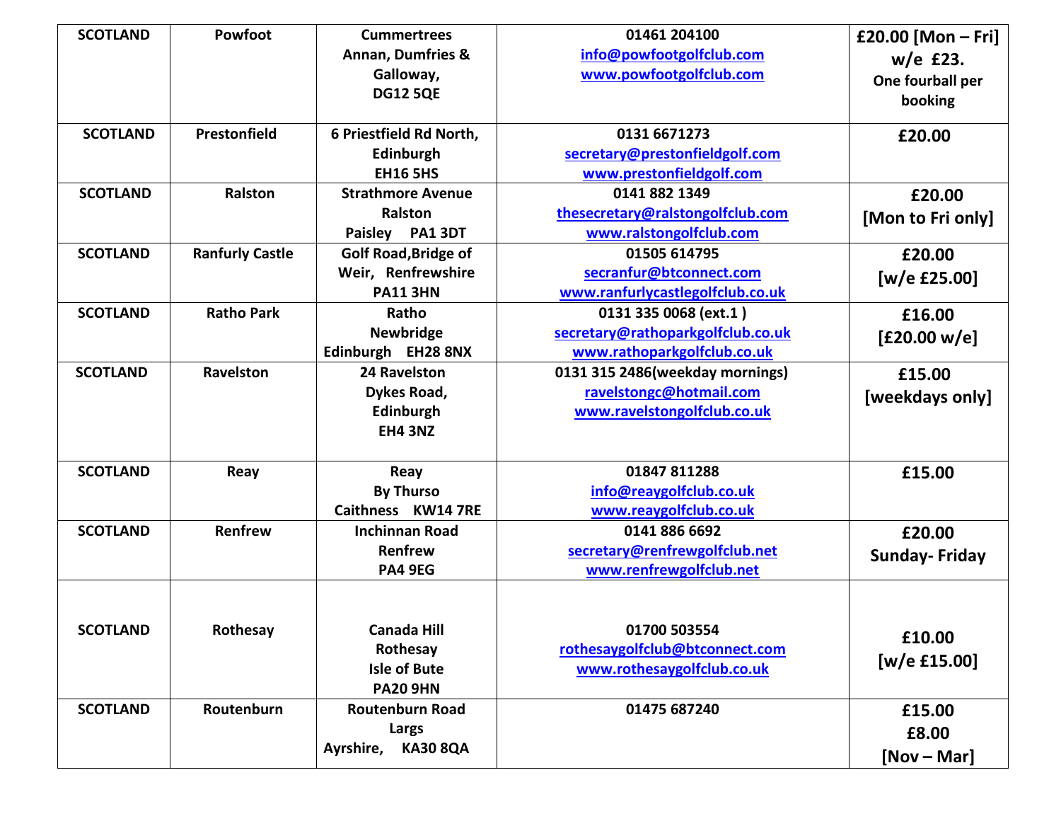| SCOTLAND | Powfoot | Cummertrees Annan, Dumfries & Galloway, DG12 5QE | 01461 204100 info@powfootgolfclub.com www.powfootgolfclub.com | £20.00 [Mon – Fri] w/e £23. One fourball per booking |
|---|---|---|---|---|
| SCOTLAND | Prestonfield | 6 Priestfield Rd North, Edinburgh EH16 5HS | 0131 6671273 secretary@prestonfieldgolf.com www.prestonfieldgolf.com | £20.00 |
| SCOTLAND | Ralston | Strathmore Avenue Ralston Paisley PA1 3DT | 0141 882 1349 thesecretary@ralstongolfclub.com www.ralstongolfclub.com | £20.00 [Mon to Fri only] |
| SCOTLAND | Ranfurly Castle | Golf Road,Bridge of Weir, Renfrewshire PA11 3HN | 01505 614795 secranfur@btconnect.com www.ranfurlycastlegolfclub.co.uk | £20.00 [w/e £25.00] |
| SCOTLAND | Ratho Park | Ratho Newbridge Edinburgh EH28 8NX | 0131 335 0068 (ext.1 ) secretary@rathoparkgolfclub.co.uk www.rathoparkgolfclub.co.uk | £16.00 [£20.00 w/e] |
| SCOTLAND | Ravelston | 24 Ravelston Dykes Road, Edinburgh EH4 3NZ | 0131 315 2486(weekday mornings) ravelstongc@hotmail.com www.ravelstongolfclub.co.uk | £15.00 [weekdays only] |
| SCOTLAND | Reay | Reay By Thurso Caithness KW14 7RE | 01847 811288 info@reaygolfclub.co.uk www.reaygolfclub.co.uk | £15.00 |
| SCOTLAND | Renfrew | Inchinnan Road Renfrew PA4 9EG | 0141 886 6692 secretary@renfrewgolfclub.net www.renfrewgolfclub.net | £20.00 Sunday- Friday |
| SCOTLAND | Rothesay | Canada Hill Rothesay Isle of Bute PA20 9HN | 01700 503554 rothesaygolfclub@btconnect.com www.rothesaygolfclub.co.uk | £10.00 [w/e £15.00] |
| SCOTLAND | Routenburn | Routenburn Road Largs Ayrshire, KA30 8QA | 01475 687240 | £15.00 £8.00 [Nov – Mar] |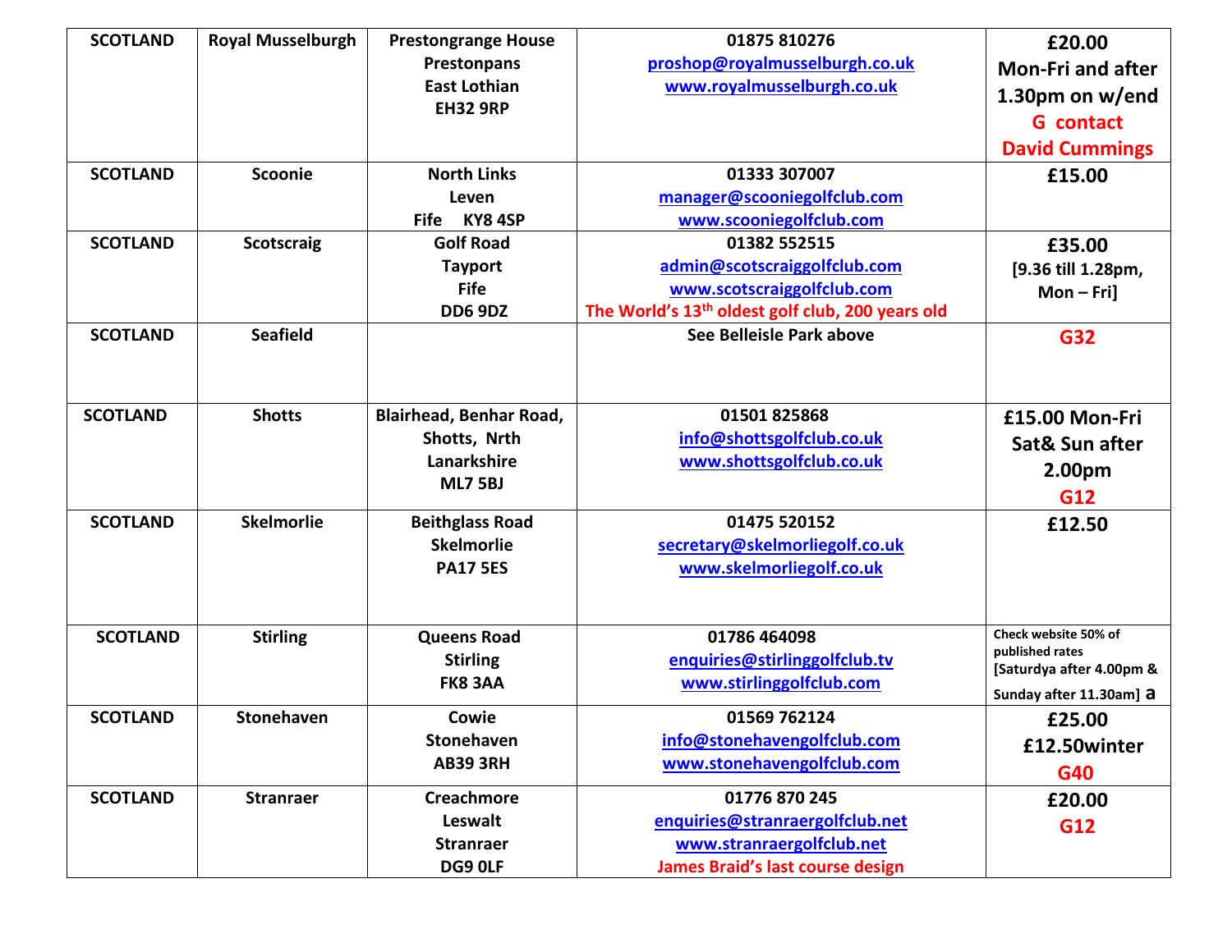| SCOTLAND | Royal Musselburgh | Prestongrange House<br>Prestonpans<br>East Lothian<br>EH32 9RP | 01875 810276<br>proshop@royalmusselburgh.co.uk<br>www.royalmusselburgh.co.uk | £20.00<br>Mon-Fri and after 1.30pm on w/end<br>G contact David Cummings |
|---|---|---|---|---|
| SCOTLAND | Scoonie | North Links<br>Leven<br>Fife KY8 4SP | 01333 307007<br>manager@scooniegolfclub.com<br>www.scooniegolfclub.com | £15.00 |
| SCOTLAND | Scotscraig | Golf Road<br>Tayport<br>Fife<br>DD6 9DZ | 01382 552515<br>admin@scotscraiggolfclub.com<br>www.scotscraiggolfclub.com<br>The World's 13th oldest golf club, 200 years old | £35.00<br>[9.36 till 1.28pm, Mon – Fri] |
| SCOTLAND | Seafield | | See Belleisle Park above | G32 |
| SCOTLAND | Shotts | Blairhead, Benhar Road,<br>Shotts, Nrth Lanarkshire<br>ML7 5BJ | 01501 825868<br>info@shottsgolfclub.co.uk<br>www.shottsgolfclub.co.uk | £15.00 Mon-Fri<br>Sat& Sun after 2.00pm<br>G12 |
| SCOTLAND | Skelmorlie | Beithglass Road<br>Skelmorlie<br>PA17 5ES | 01475 520152<br>secretary@skelmorliegolf.co.uk<br>www.skelmorliegolf.co.uk | £12.50 |
| SCOTLAND | Stirling | Queens Road<br>Stirling<br>FK8 3AA | 01786 464098<br>enquiries@stirlinggolfclub.tv<br>www.stirlinggolfclub.com | Check website 50% of published rates<br>[Saturdya after 4.00pm & Sunday after 11.30am] a |
| SCOTLAND | Stonehaven | Cowie<br>Stonehaven<br>AB39 3RH | 01569 762124<br>info@stonehavengolfclub.com<br>www.stonehavengolfclub.com | £25.00<br>£12.50winter<br>G40 |
| SCOTLAND | Stranraer | Creachmore<br>Leswalt<br>Stranraer<br>DG9 0LF | 01776 870 245<br>enquiries@stranraergolfclub.net<br>www.stranraergolfclub.net<br>James Braid's last course design | £20.00<br>G12 |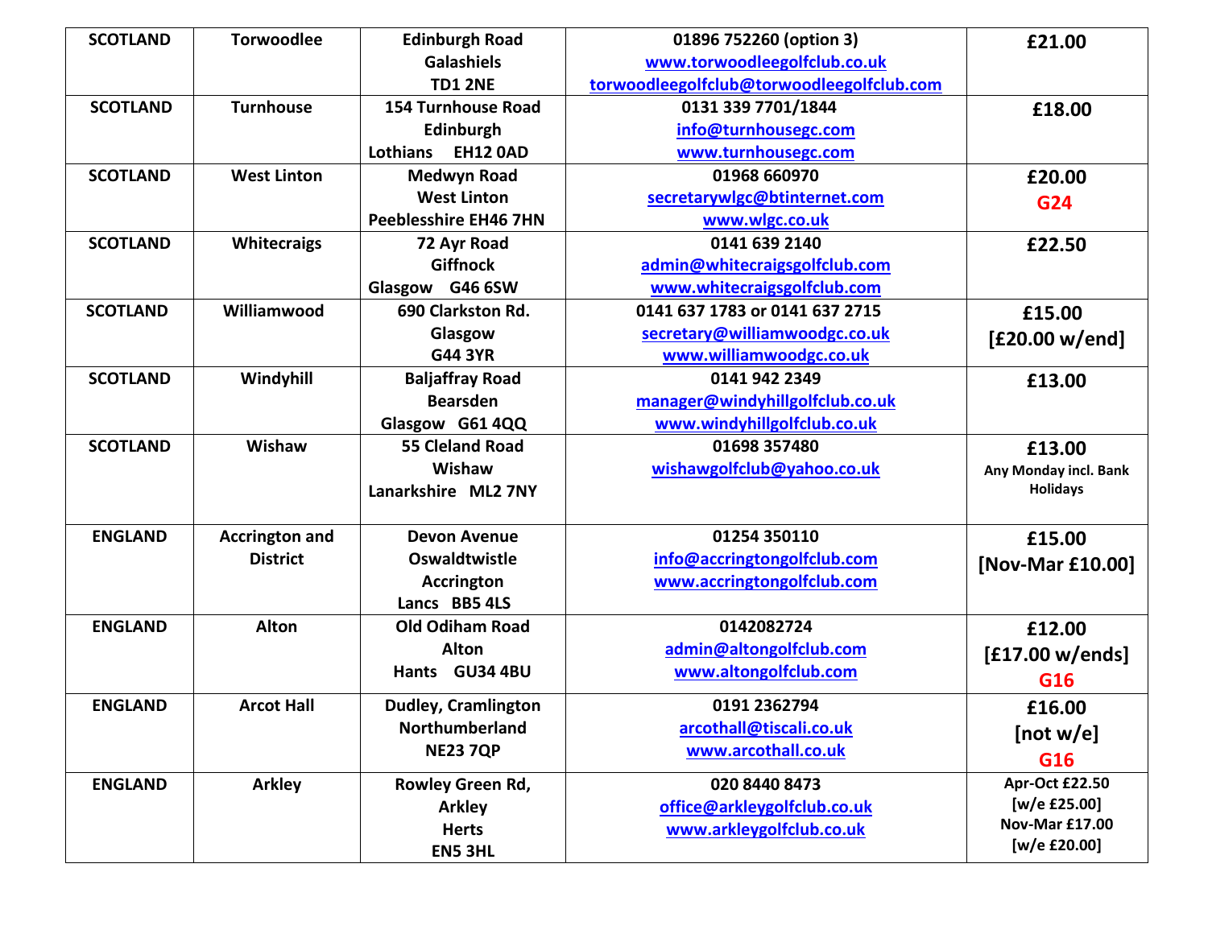| SCOTLAND | Torwoodlee | Edinburgh Road<br>Galashiels<br>TD1 2NE | 01896 752260 (option 3)<br>www.torwoodleegolfclub.co.uk<br>torwoodleegolfclub@torwoodleegolfclub.com | £21.00 |
|---|---|---|---|---|
| SCOTLAND | Turnhouse | 154 Turnhouse Road<br>Edinburgh<br>Lothians EH12 0AD | 0131 339 7701/1844<br>info@turnhousegc.com<br>www.turnhousegc.com | £18.00 |
| SCOTLAND | West Linton | Medwyn Road<br>West Linton<br>Peeblesshire EH46 7HN | 01968 660970<br>secretarywlgc@btinternet.com<br>www.wlgc.co.uk | £20.00<br>G24 |
| SCOTLAND | Whitecraigs | 72 Ayr Road<br>Giffnock<br>Glasgow G46 6SW | 0141 639 2140<br>admin@whitecraigsgolfclub.com<br>www.whitecraigsgolfclub.com | £22.50 |
| SCOTLAND | Williamwood | 690 Clarkston Rd.<br>Glasgow<br>G44 3YR | 0141 637 1783 or 0141 637 2715<br>secretary@williamwoodgc.co.uk<br>www.williamwoodgc.co.uk | £15.00<br>[£20.00 w/end] |
| SCOTLAND | Windyhill | Baljaffray Road<br>Bearsden<br>Glasgow G61 4QQ | 0141 942 2349<br>manager@windyhillgolfclub.co.uk<br>www.windyhillgolfclub.co.uk | £13.00 |
| SCOTLAND | Wishaw | 55 Cleland Road<br>Wishaw<br>Lanarkshire ML2 7NY | 01698 357480<br>wishawgolfclub@yahoo.co.uk | £13.00<br>Any Monday incl. Bank Holidays |
| ENGLAND | Accrington and District | Devon Avenue<br>Oswaldtwistle<br>Accrington<br>Lancs BB5 4LS | 01254 350110<br>info@accringtongolfclub.com<br>www.accringtongolfclub.com | £15.00<br>[Nov-Mar £10.00] |
| ENGLAND | Alton | Old Odiham Road<br>Alton<br>Hants GU34 4BU | 0142082724<br>admin@altongolfclub.com<br>www.altongolfclub.com | £12.00<br>[£17.00 w/ends]<br>G16 |
| ENGLAND | Arcot Hall | Dudley, Cramlington<br>Northumberland<br>NE23 7QP | 0191 2362794<br>arcothall@tiscali.co.uk<br>www.arcothall.co.uk | £16.00<br>[not w/e]<br>G16 |
| ENGLAND | Arkley | Rowley Green Rd,<br>Arkley<br>Herts<br>EN5 3HL | 020 8440 8473<br>office@arkleygolfclub.co.uk<br>www.arkleygolfclub.co.uk | Apr-Oct £22.50<br>[w/e £25.00]<br>Nov-Mar £17.00<br>[w/e £20.00] |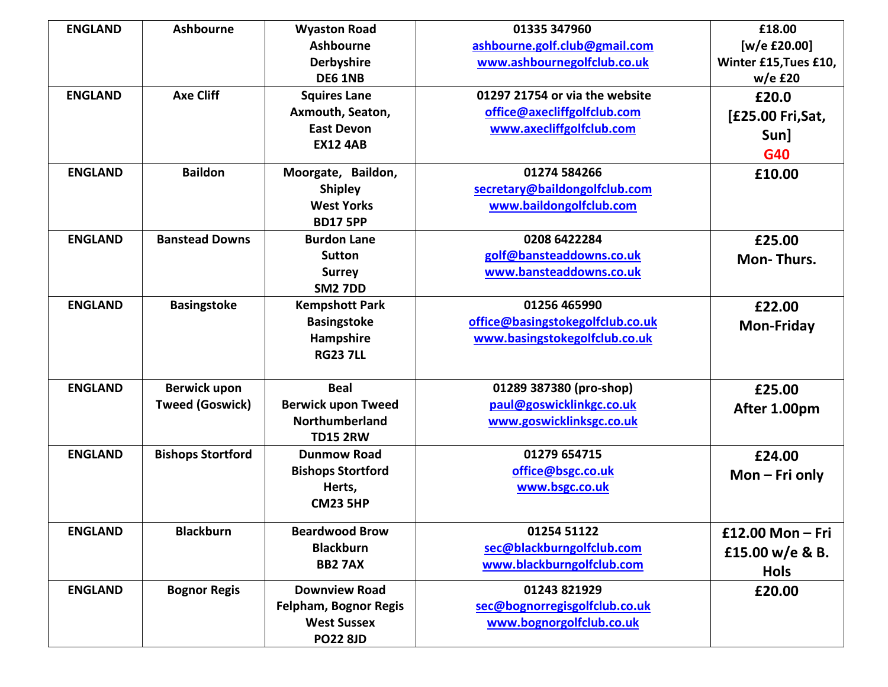| ENGLAND | Ashbourne | Wyaston Road<br>Ashbourne<br>Derbyshire<br>DE6 1NB | 01335 347960<br>ashbourne.golf.club@gmail.com<br>www.ashbournegolfclub.co.uk | £18.00<br>[w/e £20.00]<br>Winter £15,Tues £10, w/e £20 |
|---|---|---|---|---|
| ENGLAND | Axe Cliff | Squires Lane<br>Axmouth, Seaton,<br>East Devon<br>EX12 4AB | 01297 21754 or via the website<br>office@axecliffgolfclub.com<br>www.axecliffgolfclub.com | £20.0<br>[£25.00 Fri,Sat, Sun]<br>G40 |
| ENGLAND | Baildon | Moorgate, Baildon,<br>Shipley<br>West Yorks<br>BD17 5PP | 01274 584266<br>secretary@baildongolfclub.com<br>www.baildongolfclub.com | £10.00 |
| ENGLAND | Banstead Downs | Burdon Lane<br>Sutton<br>Surrey<br>SM2 7DD | 0208 6422284<br>golf@bansteaddowns.co.uk<br>www.bansteaddowns.co.uk | £25.00<br>Mon- Thurs. |
| ENGLAND | Basingstoke | Kempshott Park<br>Basingstoke<br>Hampshire<br>RG23 7LL | 01256 465990<br>office@basingstokegolfclub.co.uk<br>www.basingstokegolfclub.co.uk | £22.00<br>Mon-Friday |
| ENGLAND | Berwick upon Tweed (Goswick) | Beal<br>Berwick upon Tweed<br>Northumberland<br>TD15 2RW | 01289 387380 (pro-shop)<br>paul@goswicklinkgc.co.uk<br>www.goswicklinksgc.co.uk | £25.00<br>After 1.00pm |
| ENGLAND | Bishops Stortford | Dunmow Road<br>Bishops Stortford<br>Herts,<br>CM23 5HP | 01279 654715<br>office@bsgc.co.uk<br>www.bsgc.co.uk | £24.00<br>Mon – Fri only |
| ENGLAND | Blackburn | Beardwood Brow<br>Blackburn<br>BB2 7AX | 01254 51122<br>sec@blackburngolfclub.com<br>www.blackburngolfclub.com | £12.00 Mon – Fri<br>£15.00 w/e & B. Hols |
| ENGLAND | Bognor Regis | Downview Road<br>Felpham, Bognor Regis<br>West Sussex<br>PO22 8JD | 01243 821929<br>sec@bognorregisgolfclub.co.uk<br>www.bognorgolfclub.co.uk | £20.00 |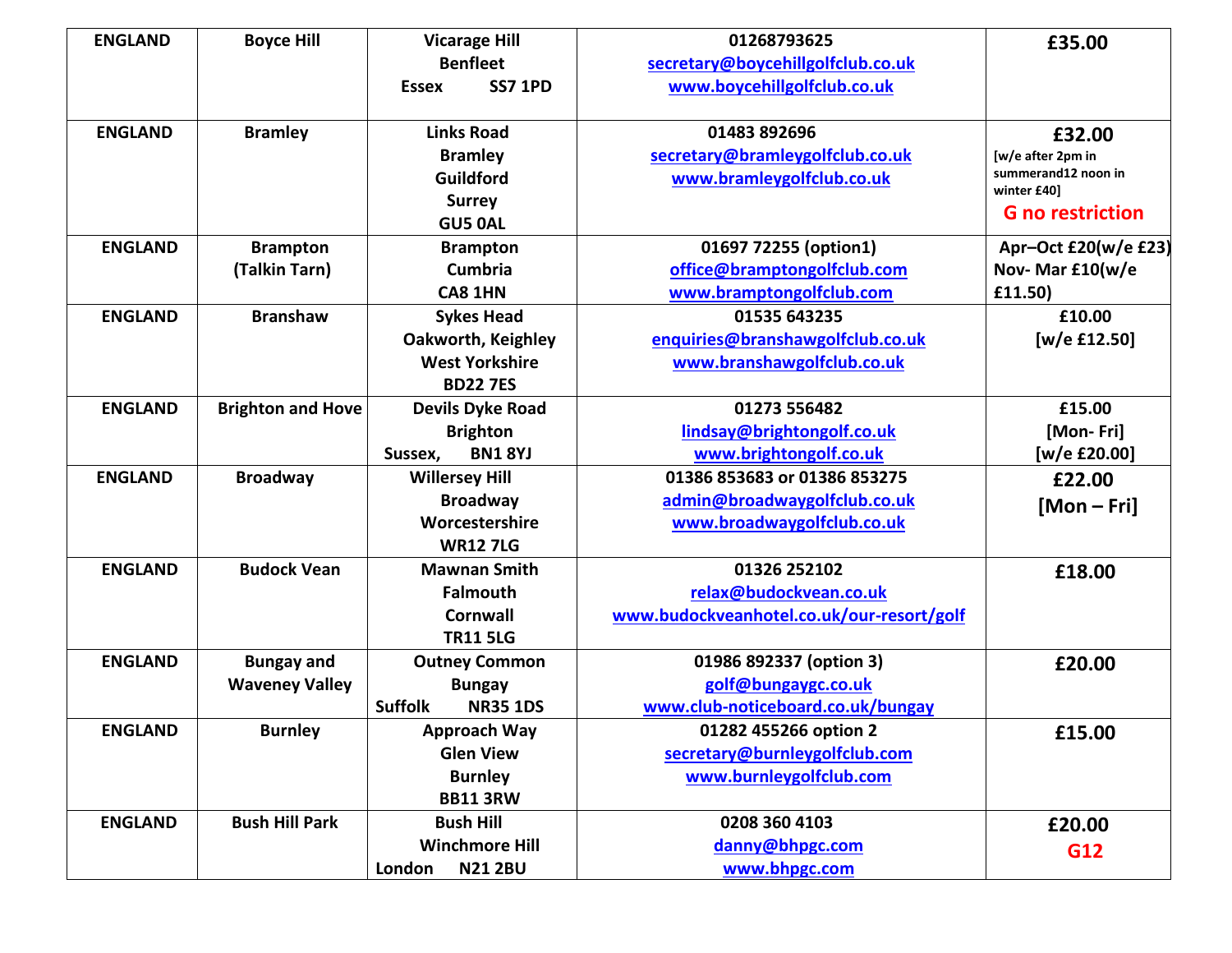| | | | | |
|---|---|---|---|---|
| ENGLAND | Boyce Hill | Vicarage Hill<br>Benfleet<br>Essex SS7 1PD | 01268793625<br>secretary@boycehillgolfclub.co.uk<br>www.boycehillgolfclub.co.uk | £35.00 |
| ENGLAND | Bramley | Links Road<br>Bramley<br>Guildford<br>Surrey<br>GU5 0AL | 01483 892696<br>secretary@bramleygolfclub.co.uk<br>www.bramleygolfclub.co.uk | £32.00<br>[w/e after 2pm in summerand12 noon in winter £40]<br>G no restriction |
| ENGLAND | Brampton<br>(Talkin Tarn) | Brampton<br>Cumbria<br>CA8 1HN | 01697 72255 (option1)<br>office@bramptongolfclub.com<br>www.bramptongolfclub.com | Apr–Oct £20(w/e £23)<br>Nov- Mar £10(w/e £11.50) |
| ENGLAND | Branshaw | Sykes Head<br>Oakworth, Keighley<br>West Yorkshire<br>BD22 7ES | 01535 643235<br>enquiries@branshawgolfclub.co.uk<br>www.branshawgolfclub.co.uk | £10.00<br>[w/e £12.50] |
| ENGLAND | Brighton and Hove | Devils Dyke Road<br>Brighton<br>Sussex, BN1 8YJ | 01273 556482<br>lindsay@brightongolf.co.uk<br>www.brightongolf.co.uk | £15.00<br>[Mon- Fri]<br>[w/e £20.00] |
| ENGLAND | Broadway | Willersey Hill<br>Broadway<br>Worcestershire<br>WR12 7LG | 01386 853683 or 01386 853275<br>admin@broadwaygolfclub.co.uk<br>www.broadwaygolfclub.co.uk | £22.00<br>[Mon – Fri] |
| ENGLAND | Budock Vean | Mawnan Smith<br>Falmouth<br>Cornwall<br>TR11 5LG | 01326 252102<br>relax@budockvean.co.uk<br>www.budockveanhotel.co.uk/our-resort/golf | £18.00 |
| ENGLAND | Bungay and Waveney Valley | Outney Common<br>Bungay<br>Suffolk NR35 1DS | 01986 892337 (option 3)<br>golf@bungaygc.co.uk<br>www.club-noticeboard.co.uk/bungay | £20.00 |
| ENGLAND | Burnley | Approach Way<br>Glen View<br>Burnley<br>BB11 3RW | 01282 455266 option 2<br>secretary@burnleygolfclub.com<br>www.burnleygolfclub.com | £15.00 |
| ENGLAND | Bush Hill Park | Bush Hill<br>Winchmore Hill<br>London N21 2BU | 0208 360 4103<br>danny@bhpgc.com<br>www.bhpgc.com | £20.00<br>G12 |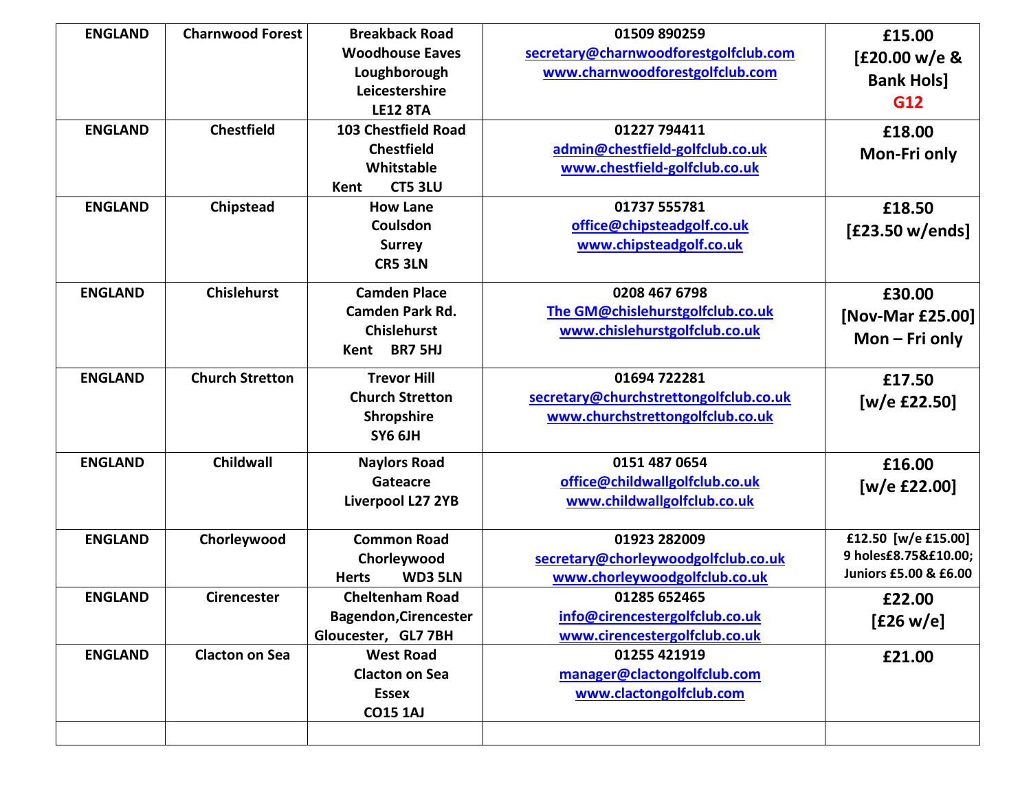| ENGLAND | Charnwood Forest | Breakback Road<br>Woodhouse Eaves<br>Loughborough<br>Leicestershire<br>LE12 8TA | 01509 890259<br>secretary@charnwoodforestgolfclub.com<br>www.charnwoodforestgolfclub.com | £15.00<br>[£20.00 w/e & Bank Hols]<br>G12 |
|---|---|---|---|---|
| ENGLAND | Chestfield | 103 Chestfield Road<br>Chestfield<br>Whitstable<br>Kent CT5 3LU | 01227 794411<br>admin@chestfield-golfclub.co.uk<br>www.chestfield-golfclub.co.uk | £18.00<br>Mon-Fri only |
| ENGLAND | Chipstead | How Lane<br>Coulsdon<br>Surrey<br>CR5 3LN | 01737 555781<br>office@chipsteadgolf.co.uk<br>www.chipsteadgolf.co.uk | £18.50<br>[£23.50 w/ends] |
| ENGLAND | Chislehurst | Camden Place<br>Camden Park Rd.<br>Chislehurst<br>Kent BR7 5HJ | 0208 467 6798<br>The GM@chislehurstgolfclub.co.uk<br>www.chislehurstgolfclub.co.uk | £30.00<br>[Nov-Mar £25.00]<br>Mon – Fri only |
| ENGLAND | Church Stretton | Trevor Hill<br>Church Stretton<br>Shropshire<br>SY6 6JH | 01694 722281<br>secretary@churchstrettongolfclub.co.uk<br>www.churchstrettongolfclub.co.uk | £17.50<br>[w/e £22.50] |
| ENGLAND | Childwall | Naylors Road<br>Gateacre<br>Liverpool L27 2YB | 0151 487 0654<br>office@childwallgolfclub.co.uk<br>www.childwallgolfclub.co.uk | £16.00<br>[w/e £22.00] |
| ENGLAND | Chorleywood | Common Road<br>Chorleywood<br>Herts WD3 5LN | 01923 282009<br>secretary@chorleywoodgolfclub.co.uk<br>www.chorleywoodgolfclub.co.uk | £12.50 [w/e £15.00]<br>9 holes£8.75&£10.00;<br>Juniors £5.00 & £6.00 |
| ENGLAND | Cirencester | Cheltenham Road<br>Bagendon,Cirencester<br>Gloucester, GL7 7BH | 01285 652465<br>info@cirencestergolfclub.co.uk<br>www.cirencestergolfclub.co.uk | £22.00<br>[£26 w/e] |
| ENGLAND | Clacton on Sea | West Road<br>Clacton on Sea<br>Essex<br>CO15 1AJ | 01255 421919<br>manager@clactongolfclub.com<br>www.clactongolfclub.com | £21.00 |
| | | | | |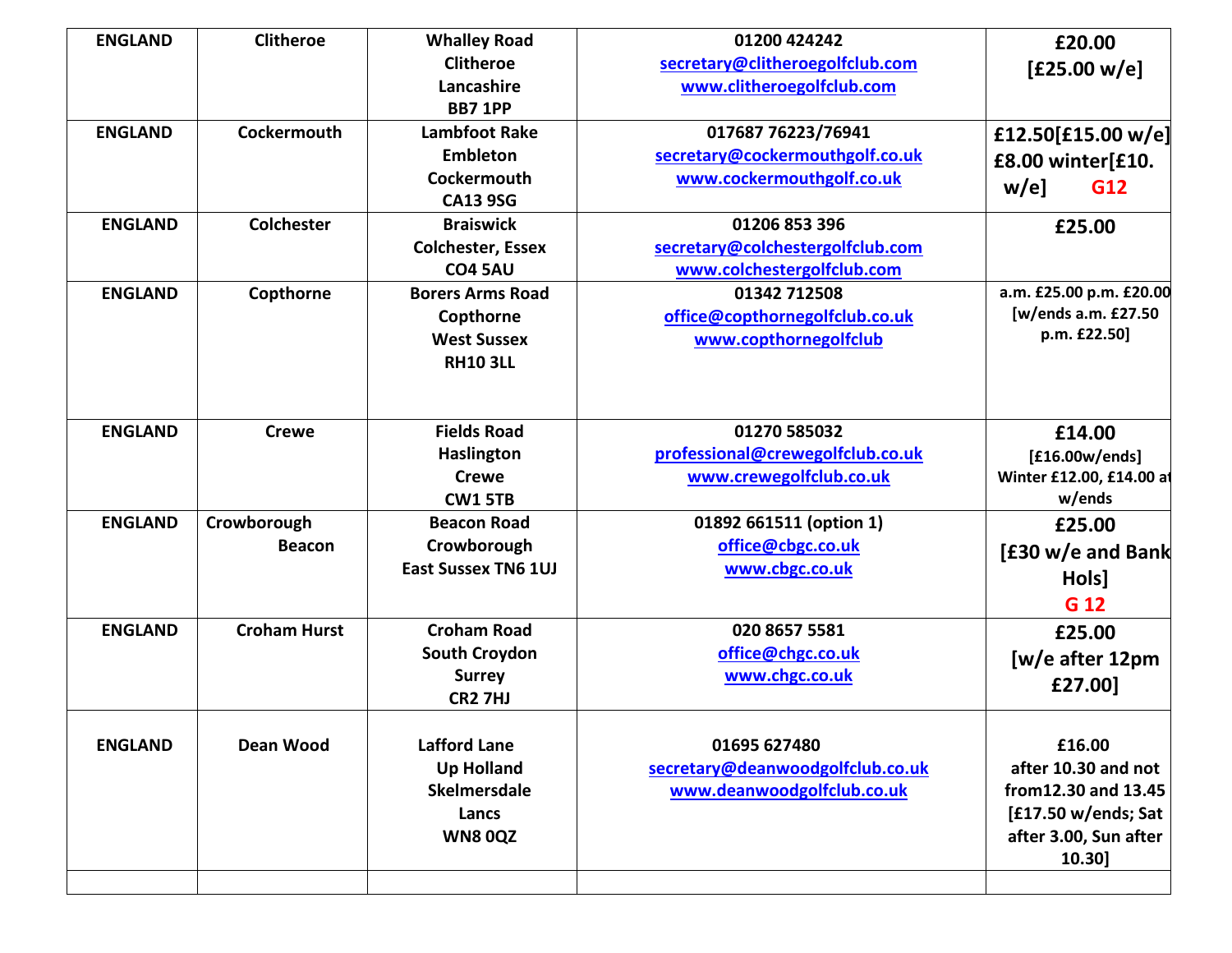| ENGLAND | Clitheroe | Whalley Road<br>Clitheroe<br>Lancashire<br>BB7 1PP | 01200 424242<br>secretary@clitheroegolfclub.com<br>www.clitheroegolfclub.com | £20.00<br>[£25.00 w/e] |
|---|---|---|---|---|
| ENGLAND | Cockermouth | Lambfoot Rake<br>Embleton<br>Cockermouth<br>CA13 9SG | 017687 76223/76941<br>secretary@cockermouthgolf.co.uk<br>www.cockermouthgolf.co.uk | £12.50[£15.00 w/e]<br>£8.00 winter[£10. w/e] G12 |
| ENGLAND | Colchester | Braiswick<br>Colchester, Essex<br>CO4 5AU | 01206 853 396<br>secretary@colchestergolfclub.com<br>www.colchestergolfclub.com | £25.00 |
| ENGLAND | Copthorne | Borers Arms Road<br>Copthorne<br>West Sussex<br>RH10 3LL | 01342 712508<br>office@copthornegolfclub.co.uk<br>www.copthornegolfclub | a.m. £25.00 p.m. £20.00<br>[w/ends a.m. £27.50 p.m. £22.50] |
| ENGLAND | Crewe | Fields Road<br>Haslington<br>Crewe<br>CW1 5TB | 01270 585032<br>professional@crewegolfclub.co.uk<br>www.crewegolfclub.co.uk | £14.00<br>[£16.00w/ends]<br>Winter £12.00, £14.00 at w/ends |
| ENGLAND | Crowborough Beacon | Beacon Road<br>Crowborough<br>East Sussex TN6 1UJ | 01892 661511 (option 1)<br>office@cbgc.co.uk<br>www.cbgc.co.uk | £25.00<br>[£30 w/e and Bank Hols]<br>G 12 |
| ENGLAND | Croham Hurst | Croham Road<br>South Croydon<br>Surrey<br>CR2 7HJ | 020 8657 5581<br>office@chgc.co.uk<br>www.chgc.co.uk | £25.00<br>[w/e after 12pm £27.00] |
| ENGLAND | Dean Wood | Lafford Lane<br>Up Holland<br>Skelmersdale<br>Lancs<br>WN8 0QZ | 01695 627480<br>secretary@deanwoodgolfclub.co.uk<br>www.deanwoodgolfclub.co.uk | £16.00<br>after 10.30 and not from12.30 and 13.45<br>[£17.50 w/ends; Sat after 3.00, Sun after 10.30] |
| | | | | |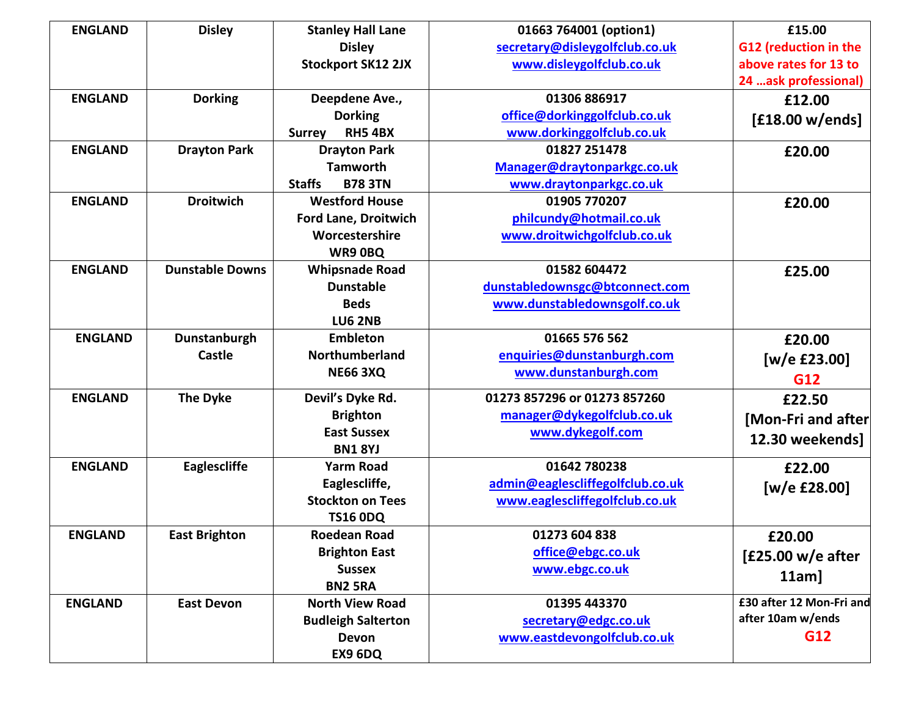| | | | | |
|---|---|---|---|---|
| ENGLAND | Disley | Stanley Hall Lane<br>Disley<br>Stockport SK12 2JX | 01663 764001 (option1)<br>secretary@disleygolfclub.co.uk<br>www.disleygolfclub.co.uk | £15.00<br>G12 (reduction in the above rates for 13 to 24 …ask professional) |
| ENGLAND | Dorking | Deepdene Ave.,<br>Dorking<br>Surrey RH5 4BX | 01306 886917<br>office@dorkinggolfclub.co.uk<br>www.dorkinggolfclub.co.uk | £12.00<br>[£18.00 w/ends] |
| ENGLAND | Drayton Park | Drayton Park<br>Tamworth<br>Staffs B78 3TN | 01827 251478<br>Manager@draytonparkgc.co.uk<br>www.draytonparkgc.co.uk | £20.00 |
| ENGLAND | Droitwich | Westford House<br>Ford Lane, Droitwich<br>Worcestershire<br>WR9 0BQ | 01905 770207<br>philcundy@hotmail.co.uk<br>www.droitwichgolfclub.co.uk | £20.00 |
| ENGLAND | Dunstable Downs | Whipsnade Road<br>Dunstable<br>Beds<br>LU6 2NB | 01582 604472<br>dunstabledownsgc@btconnect.com<br>www.dunstabledownsgolf.co.uk | £25.00 |
| ENGLAND | Dunstanburgh Castle | Embleton<br>Northumberland<br>NE66 3XQ | 01665 576 562<br>enquiries@dunstanburgh.com<br>www.dunstanburgh.com | £20.00<br>[w/e £23.00]<br>G12 |
| ENGLAND | The Dyke | Devil's Dyke Rd.<br>Brighton<br>East Sussex<br>BN1 8YJ | 01273 857296 or 01273 857260<br>manager@dykegolfclub.co.uk<br>www.dykegolf.com | £22.50<br>[Mon-Fri and after 12.30 weekends] |
| ENGLAND | Eaglescliffe | Yarm Road<br>Eaglescliffe,<br>Stockton on Tees<br>TS16 0DQ | 01642 780238<br>admin@eaglescliffegolfclub.co.uk<br>www.eaglescliffegolfclub.co.uk | £22.00<br>[w/e £28.00] |
| ENGLAND | East Brighton | Roedean Road<br>Brighton East<br>Sussex<br>BN2 5RA | 01273 604 838<br>office@ebgc.co.uk<br>www.ebgc.co.uk | £20.00<br>[£25.00 w/e after 11am] |
| ENGLAND | East Devon | North View Road<br>Budleigh Salterton<br>Devon<br>EX9 6DQ | 01395 443370<br>secretary@edgc.co.uk<br>www.eastdevongolfclub.co.uk | £30 after 12 Mon-Fri and after 10am w/ends<br>G12 |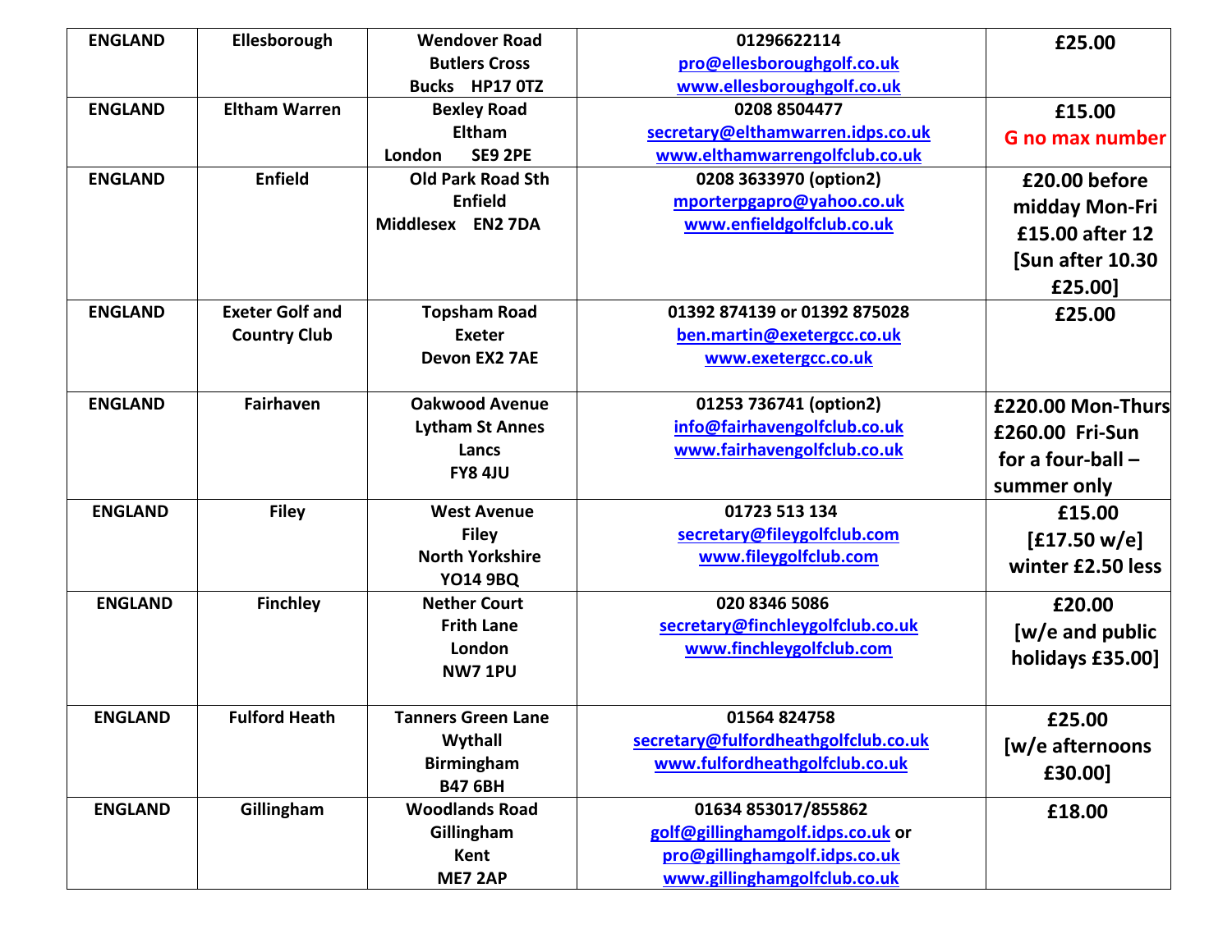| | | | | |
|---|---|---|---|---|
| **ENGLAND** | **Ellesborough** | **Wendover Road Butlers Cross Bucks HP17 0TZ** | **01296622114 pro@ellesboroughgolf.co.uk www.ellesboroughgolf.co.uk** | **£25.00** |
| **ENGLAND** | **Eltham Warren** | **Bexley Road Eltham London SE9 2PE** | **0208 8504477 secretary@elthamwarren.idps.co.uk www.elthamwarrengolfclub.co.uk** | **£15.00 G no max number** |
| **ENGLAND** | **Enfield** | **Old Park Road Sth Enfield Middlesex EN2 7DA** | **0208 3633970 (option2) mporterpgapro@yahoo.co.uk www.enfieldgolfclub.co.uk** | **£20.00 before midday Mon-Fri £15.00 after 12 [Sun after 10.30 £25.00]** |
| **ENGLAND** | **Exeter Golf and Country Club** | **Topsham Road Exeter Devon EX2 7AE** | **01392 874139 or 01392 875028 ben.martin@exetergcc.co.uk www.exetergcc.co.uk** | **£25.00** |
| **ENGLAND** | **Fairhaven** | **Oakwood Avenue Lytham St Annes Lancs FY8 4JU** | **01253 736741 (option2) info@fairhavengolfclub.co.uk www.fairhavengolfclub.co.uk** | **£220.00 Mon-Thurs £260.00 Fri-Sun for a four-ball – summer only** |
| **ENGLAND** | **Filey** | **West Avenue Filey North Yorkshire YO14 9BQ** | **01723 513 134 secretary@fileygolfclub.com www.fileygolfclub.com** | **£15.00 [£17.50 w/e] winter £2.50 less** |
| **ENGLAND** | **Finchley** | **Nether Court Frith Lane London NW7 1PU** | **020 8346 5086 secretary@finchleygolfclub.co.uk www.finchleygolfclub.com** | **£20.00 [w/e and public holidays £35.00]** |
| **ENGLAND** | **Fulford Heath** | **Tanners Green Lane Wythall Birmingham B47 6BH** | **01564 824758 secretary@fulfordheathgolfclub.co.uk www.fulfordheathgolfclub.co.uk** | **£25.00 [w/e afternoons £30.00]** |
| **ENGLAND** | **Gillingham** | **Woodlands Road Gillingham Kent ME7 2AP** | **01634 853017/855862 golf@gillinghamgolf.idps.co.uk or pro@gillinghamgolf.idps.co.uk www.gillinghamgolfclub.co.uk** | **£18.00** |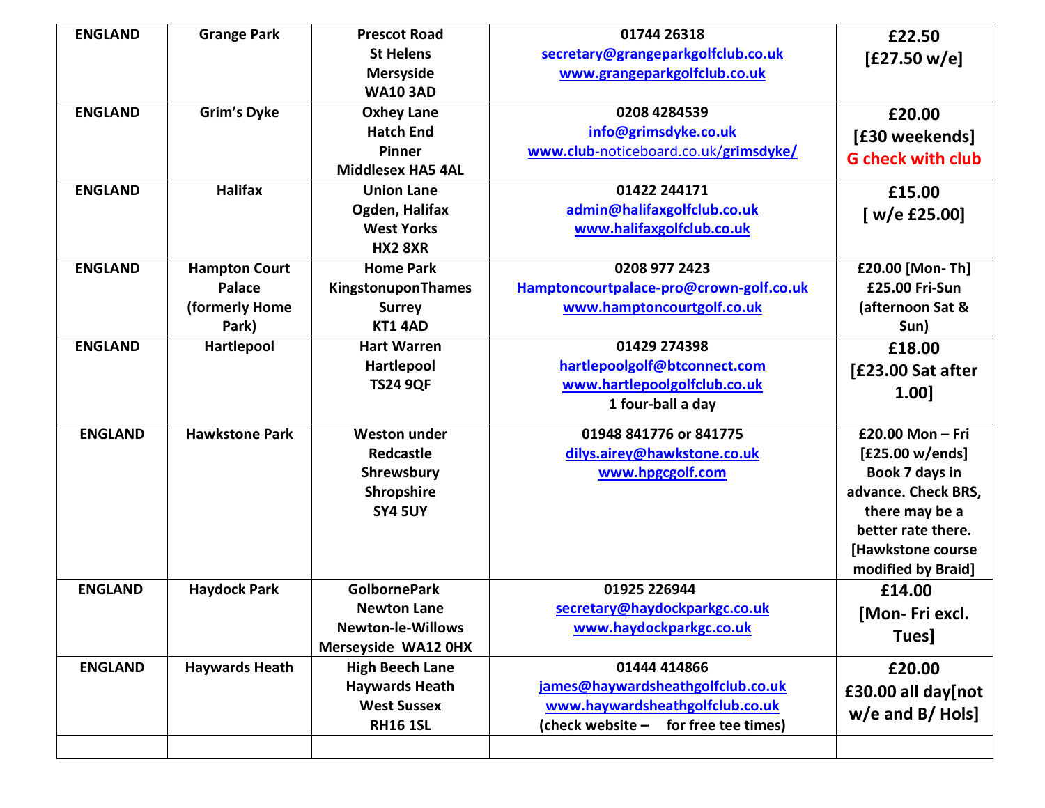| ENGLAND | Grange Park | Prescot Road<br>St Helens<br>Mersyside<br>WA10 3AD | 01744 26318<br>secretary@grangeparkgolfclub.co.uk<br>www.grangeparkgolfclub.co.uk | £22.50<br>[£27.50 w/e] |
|---|---|---|---|---|
| ENGLAND | Grim's Dyke | Oxhey Lane<br>Hatch End<br>Pinner<br>Middlesex HA5 4AL | 0208 4284539<br>info@grimsdyke.co.uk<br>www.club-noticeboard.co.uk/grimsdyke/ | £20.00<br>[£30 weekends]<br>G check with club |
| ENGLAND | Halifax | Union Lane<br>Ogden, Halifax<br>West Yorks<br>HX2 8XR | 01422 244171<br>admin@halifaxgolfclub.co.uk<br>www.halifaxgolfclub.co.uk | £15.00<br>[ w/e £25.00] |
| ENGLAND | Hampton Court Palace (formerly Home Park) | Home Park<br>KingstonuponThames<br>Surrey<br>KT1 4AD | 0208 977 2423<br>Hamptoncourtpalace-pro@crown-golf.co.uk<br>www.hamptoncourtgolf.co.uk | £20.00 [Mon- Th]<br>£25.00 Fri-Sun<br>(afternoon Sat & Sun) |
| ENGLAND | Hartlepool | Hart Warren<br>Hartlepool<br>TS24 9QF | 01429 274398<br>hartlepoolgolf@btconnect.com<br>www.hartlepoolgolfclub.co.uk<br>1 four-ball a day | £18.00<br>[£23.00 Sat after 1.00] |
| ENGLAND | Hawkstone Park | Weston under Redcastle<br>Shrewsbury<br>Shropshire<br>SY4 5UY | 01948 841776 or 841775<br>dilys.airey@hawkstone.co.uk<br>www.hpgcgolf.com | £20.00 Mon – Fri<br>[£25.00 w/ends]<br>Book 7 days in advance. Check BRS, there may be a better rate there. [Hawkstone course modified by Braid] |
| ENGLAND | Haydock Park | GolbornePark<br>Newton Lane<br>Newton-le-Willows<br>Merseyside WA12 0HX | 01925 226944<br>secretary@haydockparkgc.co.uk<br>www.haydockparkgc.co.uk | £14.00<br>[Mon- Fri excl. Tues] |
| ENGLAND | Haywards Heath | High Beech Lane<br>Haywards Heath<br>West Sussex<br>RH16 1SL | 01444 414866<br>james@haywardsheathgolfclub.co.uk<br>www.haywardsheathgolfclub.co.uk<br>(check website – for free tee times) | £20.00<br>£30.00 all day[not w/e and B/ Hols] |
| | | | | |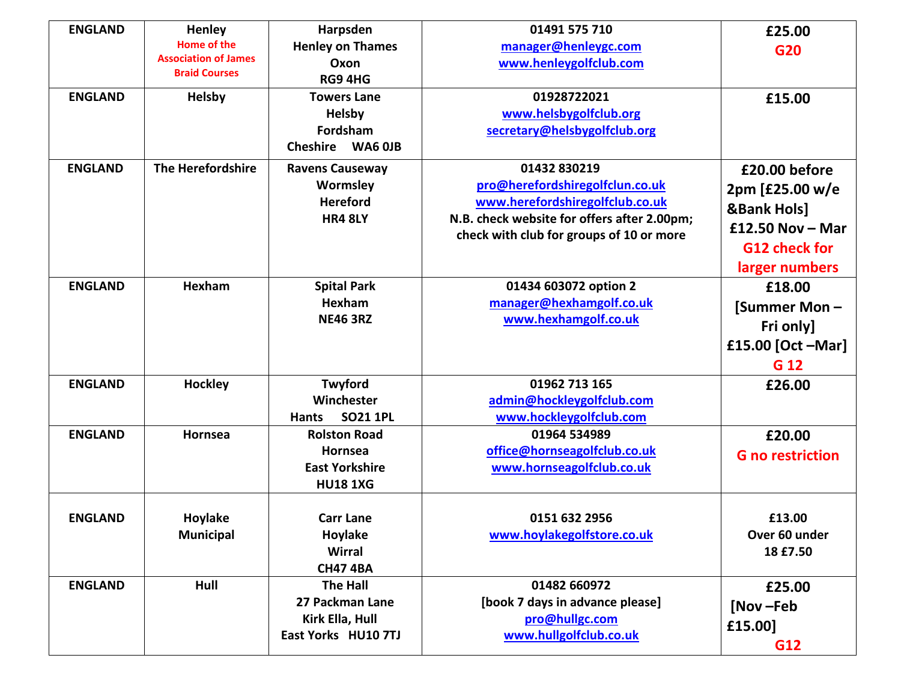| ENGLAND | Henley<br>Home of the Association of James Braid Courses | Harpsden<br>Henley on Thames<br>Oxon<br>RG9 4HG | 01491 575 710<br>manager@henleygc.com<br>www.henleygolfclub.com | £25.00<br>G20 |
|---|---|---|---|---|
| ENGLAND | Helsby | Towers Lane<br>Helsby<br>Fordsham<br>Cheshire WA6 0JB | 01928722021<br>www.helsbygolfclub.org<br>secretary@helsbygolfclub.org | £15.00 |
| ENGLAND | The Herefordshire | Ravens Causeway<br>Wormsley<br>Hereford<br>HR4 8LY | 01432 830219<br>pro@herefordshiregolfclun.co.uk<br>www.herefordshiregolfclub.co.uk<br>N.B. check website for offers after 2.00pm; check with club for groups of 10 or more | £20.00 before 2pm [£25.00 w/e &Bank Hols]<br>£12.50 Nov – Mar<br>G12 check for larger numbers |
| ENGLAND | Hexham | Spital Park<br>Hexham<br>NE46 3RZ | 01434 603072 option 2<br>manager@hexhamgolf.co.uk<br>www.hexhamgolf.co.uk | £18.00<br>[Summer Mon – Fri only]<br>£15.00 [Oct –Mar]<br>G 12 |
| ENGLAND | Hockley | Twyford<br>Winchester<br>Hants SO21 1PL | 01962 713 165<br>admin@hockleygolfclub.com<br>www.hockleygolfclub.com | £26.00 |
| ENGLAND | Hornsea | Rolston Road<br>Hornsea<br>East Yorkshire<br>HU18 1XG | 01964 534989<br>office@hornseagolfclub.co.uk<br>www.hornseagolfclub.co.uk | £20.00<br>G no restriction |
| ENGLAND | Hoylake Municipal | Carr Lane<br>Hoylake<br>Wirral<br>CH47 4BA | 0151 632 2956<br>www.hoylakegolfstore.co.uk | £13.00<br>Over 60 under 18 £7.50 |
| ENGLAND | Hull | The Hall<br>27 Packman Lane<br>Kirk Ella, Hull<br>East Yorks HU10 7TJ | 01482 660972<br>[book 7 days in advance please]<br>pro@hullgc.com<br>www.hullgolfclub.co.uk | £25.00<br>[Nov –Feb £15.00]<br>G12 |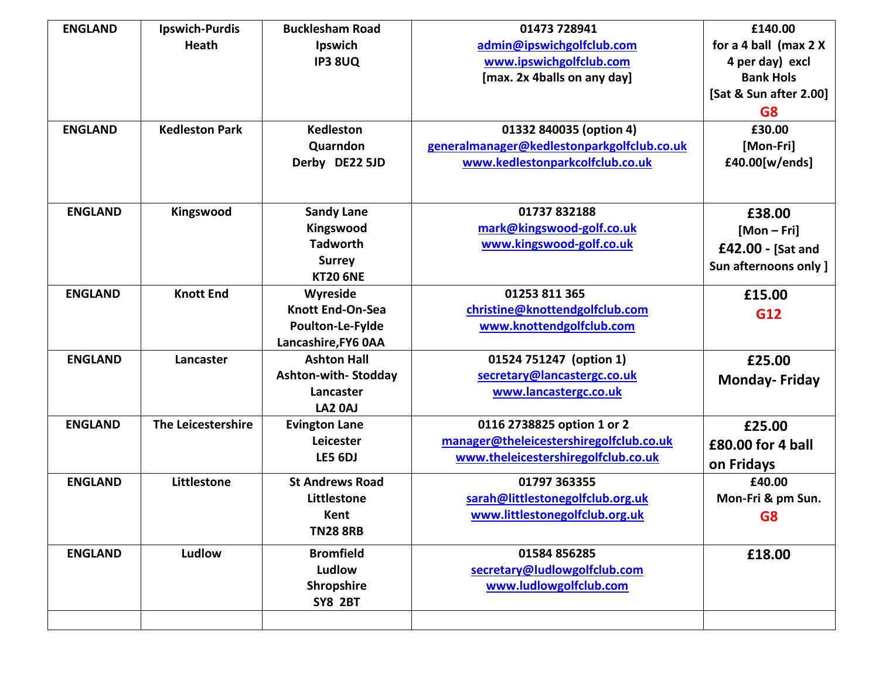| ENGLAND | Ipswich-Purdis Heath | Bucklesham Road<br>Ipswich<br>IP3 8UQ | 01473 728941<br>admin@ipswichgolfclub.com<br>www.ipswichgolfclub.com<br>[max. 2x 4balls on any day] | £140.00<br>for a 4 ball (max 2 X 4 per day) excl Bank Hols<br>[Sat & Sun after 2.00]<br>G8 |
|---|---|---|---|---|
| ENGLAND | Kedleston Park | Kedleston<br>Quarndon<br>Derby DE22 5JD | 01332 840035 (option 4)<br>generalmanager@kedlestonparkgolfclub.co.uk<br>www.kedlestonparkcolfclub.co.uk | £30.00<br>[Mon-Fri]<br>£40.00[w/ends] |
| ENGLAND | Kingswood | Sandy Lane<br>Kingswood<br>Tadworth<br>Surrey<br>KT20 6NE | 01737 832188<br>mark@kingswood-golf.co.uk<br>www.kingswood-golf.co.uk | £38.00<br>[Mon – Fri]<br>£42.00 - [Sat and Sun afternoons only ] |
| ENGLAND | Knott End | Wyreside<br>Knott End-On-Sea<br>Poulton-Le-Fylde<br>Lancashire,FY6 0AA | 01253 811 365<br>christine@knottendgolfclub.com<br>www.knottendgolfclub.com | £15.00<br>G12 |
| ENGLAND | Lancaster | Ashton Hall<br>Ashton-with- Stodday<br>Lancaster<br>LA2 0AJ | 01524 751247 (option 1)<br>secretary@lancastergc.co.uk<br>www.lancastergc.co.uk | £25.00<br>Monday- Friday |
| ENGLAND | The Leicestershire | Evington Lane<br>Leicester<br>LE5 6DJ | 0116 2738825 option 1 or 2<br>manager@theleicestershiregolfclub.co.uk<br>www.theleicestershiregolfclub.co.uk | £25.00<br>£80.00 for 4 ball on Fridays |
| ENGLAND | Littlestone | St Andrews Road<br>Littlestone<br>Kent<br>TN28 8RB | 01797 363355<br>sarah@littlestonegolfclub.org.uk<br>www.littlestonegolfclub.org.uk | £40.00<br>Mon-Fri & pm Sun.<br>G8 |
| ENGLAND | Ludlow | Bromfield<br>Ludlow<br>Shropshire<br>SY8 2BT | 01584 856285<br>secretary@ludlowgolfclub.com<br>www.ludlowgolfclub.com | £18.00 |
| | | | | |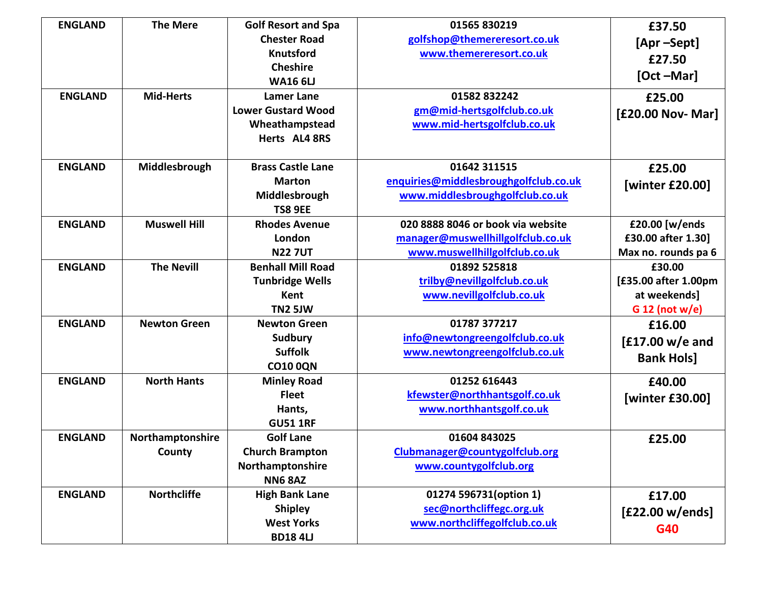| ENGLAND | The Mere | Golf Resort and Spa<br>Chester Road<br>Knutsford<br>Cheshire<br>WA16 6LJ | 01565 830219<br>golfshop@themereresort.co.uk<br>www.themereresort.co.uk | £37.50<br>[Apr –Sept]<br>£27.50<br>[Oct –Mar] |
|---|---|---|---|---|
| ENGLAND | Mid-Herts | Lamer Lane<br>Lower Gustard Wood<br>Wheathampstead<br>Herts AL4 8RS | 01582 832242<br>gm@mid-hertsgolfclub.co.uk<br>www.mid-hertsgolfclub.co.uk | £25.00<br>[£20.00 Nov- Mar] |
| ENGLAND | Middlesbrough | Brass Castle Lane<br>Marton<br>Middlesbrough<br>TS8 9EE | 01642 311515<br>enquiries@middlesbroughgolfclub.co.uk<br>www.middlesbroughgolfclub.co.uk | £25.00<br>[winter £20.00] |
| ENGLAND | Muswell Hill | Rhodes Avenue<br>London<br>N22 7UT | 020 8888 8046 or book via website<br>manager@muswellhillgolfclub.co.uk<br>www.muswellhillgolfclub.co.uk | £20.00 [w/ends<br>£30.00 after 1.30]<br>Max no. rounds pa 6 |
| ENGLAND | The Nevill | Benhall Mill Road<br>Tunbridge Wells<br>Kent<br>TN2 5JW | 01892 525818<br>trilby@nevillgolfclub.co.uk<br>www.nevillgolfclub.co.uk | £30.00<br>[£35.00 after 1.00pm at weekends]<br>G 12 (not w/e) |
| ENGLAND | Newton Green | Newton Green<br>Sudbury<br>Suffolk<br>CO10 0QN | 01787 377217<br>info@newtongreengolfclub.co.uk<br>www.newtongreengolfclub.co.uk | £16.00<br>[£17.00 w/e and Bank Hols] |
| ENGLAND | North Hants | Minley Road<br>Fleet<br>Hants,<br>GU51 1RF | 01252 616443<br>kfewster@northhantsgolf.co.uk<br>www.northhantsgolf.co.uk | £40.00<br>[winter £30.00] |
| ENGLAND | Northamptonshire County | Golf Lane<br>Church Brampton<br>Northamptonshire<br>NN6 8AZ | 01604 843025<br>Clubmanager@countygolfclub.org<br>www.countygolfclub.org | £25.00 |
| ENGLAND | Northcliffe | High Bank Lane<br>Shipley<br>West Yorks<br>BD18 4LJ | 01274 596731(option 1)<br>sec@northcliffegc.org.uk<br>www.northcliffegolfclub.co.uk | £17.00<br>[£22.00 w/ends]<br>G40 |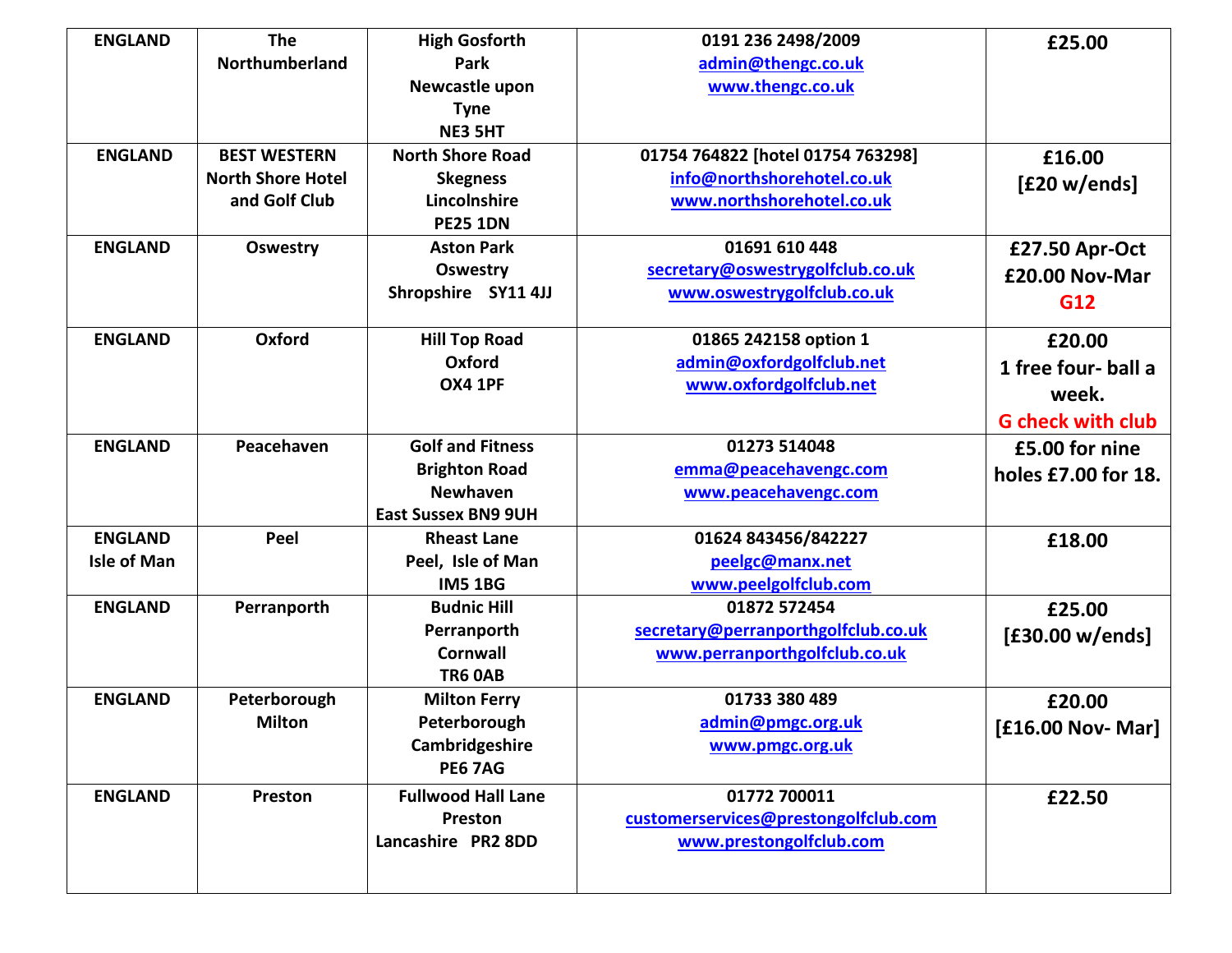| ENGLAND | The Northumberland | High Gosforth Park Newcastle upon Tyne NE3 5HT | 0191 236 2498/2009 admin@thengc.co.uk www.thengc.co.uk | £25.00 |
|---|---|---|---|---|
| ENGLAND | BEST WESTERN North Shore Hotel and Golf Club | North Shore Road Skegness Lincolnshire PE25 1DN | 01754 764822 [hotel 01754 763298] info@northshorehotel.co.uk www.northshorehotel.co.uk | £16.00 [£20 w/ends] |
| ENGLAND | Oswestry | Aston Park Oswestry Shropshire SY11 4JJ | 01691 610 448 secretary@oswestrygolfclub.co.uk www.oswestrygolfclub.co.uk | £27.50 Apr-Oct £20.00 Nov-Mar G12 |
| ENGLAND | Oxford | Hill Top Road Oxford OX4 1PF | 01865 242158 option 1 admin@oxfordgolfclub.net www.oxfordgolfclub.net | £20.00 1 free four- ball a week. G check with club |
| ENGLAND | Peacehaven | Golf and Fitness Brighton Road Newhaven East Sussex BN9 9UH | 01273 514048 emma@peacehavengc.com www.peacehavengc.com | £5.00 for nine holes £7.00 for 18. |
| ENGLAND Isle of Man | Peel | Rheast Lane Peel, Isle of Man IM5 1BG | 01624 843456/842227 peelgc@manx.net www.peelgolfclub.com | £18.00 |
| ENGLAND | Perranporth | Budnic Hill Perranporth Cornwall TR6 0AB | 01872 572454 secretary@perranporthgolfclub.co.uk www.perranporthgolfclub.co.uk | £25.00 [£30.00 w/ends] |
| ENGLAND | Peterborough Milton | Milton Ferry Peterborough Cambridgeshire PE6 7AG | 01733 380 489 admin@pmgc.org.uk www.pmgc.org.uk | £20.00 [£16.00 Nov- Mar] |
| ENGLAND | Preston | Fullwood Hall Lane Preston Lancashire PR2 8DD | 01772 700011 customerservices@prestongolfclub.com www.prestongolfclub.com | £22.50 |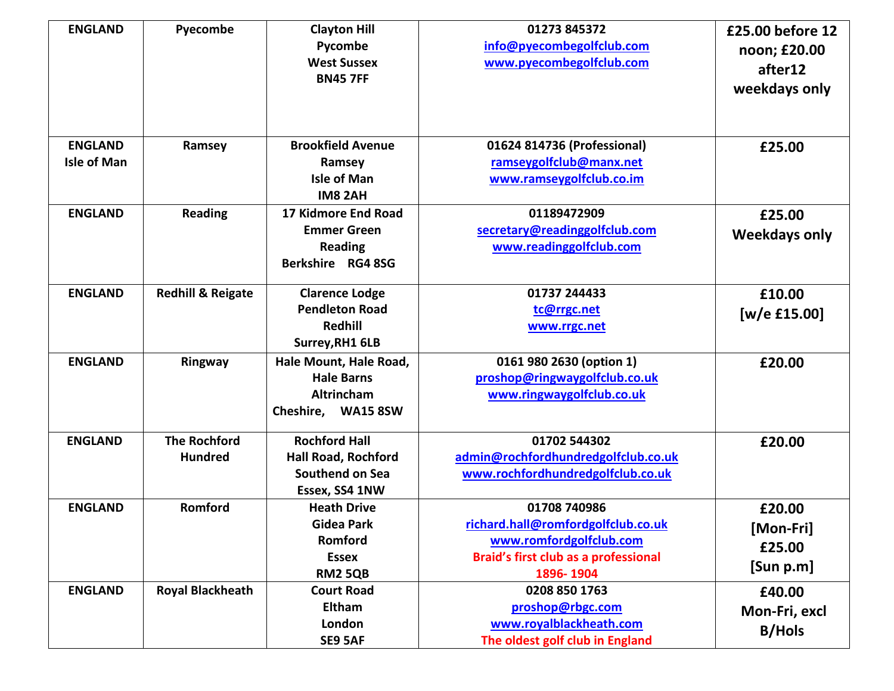| ENGLAND | Pyecombe | Clayton Hill<br>Pycombe<br>West Sussex<br>BN45 7FF | 01273 845372<br>info@pyecombegolfclub.com<br>www.pyecombegolfclub.com | £25.00 before 12 noon; £20.00 after12 weekdays only |
|---|---|---|---|---|
| ENGLAND<br>Isle of Man | Ramsey | Brookfield Avenue<br>Ramsey<br>Isle of Man<br>IM8 2AH | 01624 814736 (Professional)<br>ramseygolfclub@manx.net<br>www.ramseygolfclub.co.im | £25.00 |
| ENGLAND | Reading | 17 Kidmore End Road<br>Emmer Green<br>Reading<br>Berkshire RG4 8SG | 01189472909<br>secretary@readinggolfclub.com<br>www.readinggolfclub.com | £25.00<br>Weekdays only |
| ENGLAND | Redhill & Reigate | Clarence Lodge<br>Pendleton Road<br>Redhill<br>Surrey,RH1 6LB | 01737 244433<br>tc@rrgc.net<br>www.rrgc.net | £10.00<br>[w/e £15.00] |
| ENGLAND | Ringway | Hale Mount, Hale Road,<br>Hale Barns<br>Altrincham<br>Cheshire, WA15 8SW | 0161 980 2630 (option 1)<br>proshop@ringwaygolfclub.co.uk<br>www.ringwaygolfclub.co.uk | £20.00 |
| ENGLAND | The Rochford Hundred | Rochford Hall<br>Hall Road, Rochford<br>Southend on Sea<br>Essex, SS4 1NW | 01702 544302<br>admin@rochfordhundredgolfclub.co.uk<br>www.rochfordhundredgolfclub.co.uk | £20.00 |
| ENGLAND | Romford | Heath Drive<br>Gidea Park<br>Romford<br>Essex<br>RM2 5QB | 01708 740986<br>richard.hall@romfordgolfclub.co.uk<br>www.romfordgolfclub.com<br>Braid's first club as a professional 1896- 1904 | £20.00<br>[Mon-Fri]<br>£25.00<br>[Sun p.m] |
| ENGLAND | Royal Blackheath | Court Road<br>Eltham<br>London<br>SE9 5AF | 0208 850 1763<br>proshop@rbgc.com<br>www.royalblackheath.com<br>The oldest golf club in England | £40.00<br>Mon-Fri, excl B/Hols |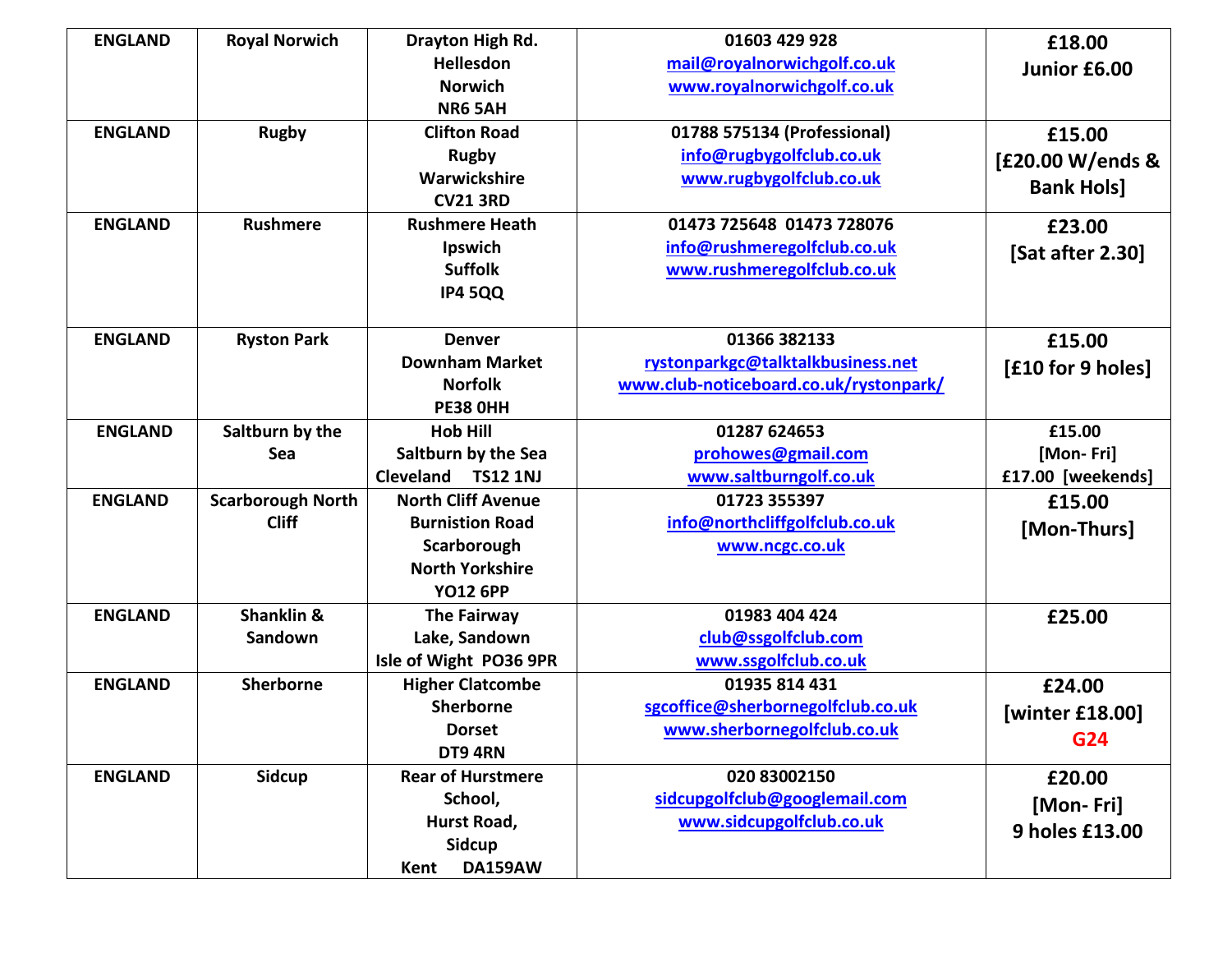| ENGLAND | Royal Norwich | Drayton High Rd.<br>Hellesdon<br>Norwich<br>NR6 5AH | 01603 429 928<br>mail@royalnorwichgolf.co.uk<br>www.royalnorwichgolf.co.uk | £18.00<br>Junior £6.00 |
|---|---|---|---|---|
| ENGLAND | Rugby | Clifton Road<br>Rugby<br>Warwickshire<br>CV21 3RD | 01788 575134 (Professional)<br>info@rugbygolfclub.co.uk<br>www.rugbygolfclub.co.uk | £15.00<br>[£20.00 W/ends & Bank Hols] |
| ENGLAND | Rushmere | Rushmere Heath<br>Ipswich<br>Suffolk<br>IP4 5QQ | 01473 725648 01473 728076<br>info@rushmeregolfclub.co.uk<br>www.rushmeregolfclub.co.uk | £23.00<br>[Sat after 2.30] |
| ENGLAND | Ryston Park | Denver<br>Downham Market<br>Norfolk<br>PE38 0HH | 01366 382133<br>rystonparkgc@talktalkbusiness.net<br>www.club-noticeboard.co.uk/rystonpark/ | £15.00<br>[£10 for 9 holes] |
| ENGLAND | Saltburn by the Sea | Hob Hill<br>Saltburn by the Sea<br>Cleveland TS12 1NJ | 01287 624653<br>prohowes@gmail.com<br>www.saltburngolf.co.uk | £15.00<br>[Mon- Fri]<br>£17.00 [weekends] |
| ENGLAND | Scarborough North Cliff | North Cliff Avenue<br>Burniston Road<br>Scarborough<br>North Yorkshire<br>YO12 6PP | 01723 355397<br>info@northcliffgolfclub.co.uk<br>www.ncgc.co.uk | £15.00<br>[Mon-Thurs] |
| ENGLAND | Shanklin & Sandown | The Fairway<br>Lake, Sandown<br>Isle of Wight PO36 9PR | 01983 404 424<br>club@ssgolfclub.com<br>www.ssgolfclub.co.uk | £25.00 |
| ENGLAND | Sherborne | Higher Clatcombe<br>Sherborne<br>Dorset<br>DT9 4RN | 01935 814 431<br>sgcoffice@sherbornegolfclub.co.uk<br>www.sherbornegolfclub.co.uk | £24.00<br>[winter £18.00]<br>G24 |
| ENGLAND | Sidcup | Rear of Hurstmere School,<br>Hurst Road,<br>Sidcup<br>Kent DA159AW | 020 83002150<br>sidcupgolfclub@googlemail.com<br>www.sidcupgolfclub.co.uk | £20.00<br>[Mon- Fri]<br>9 holes £13.00 |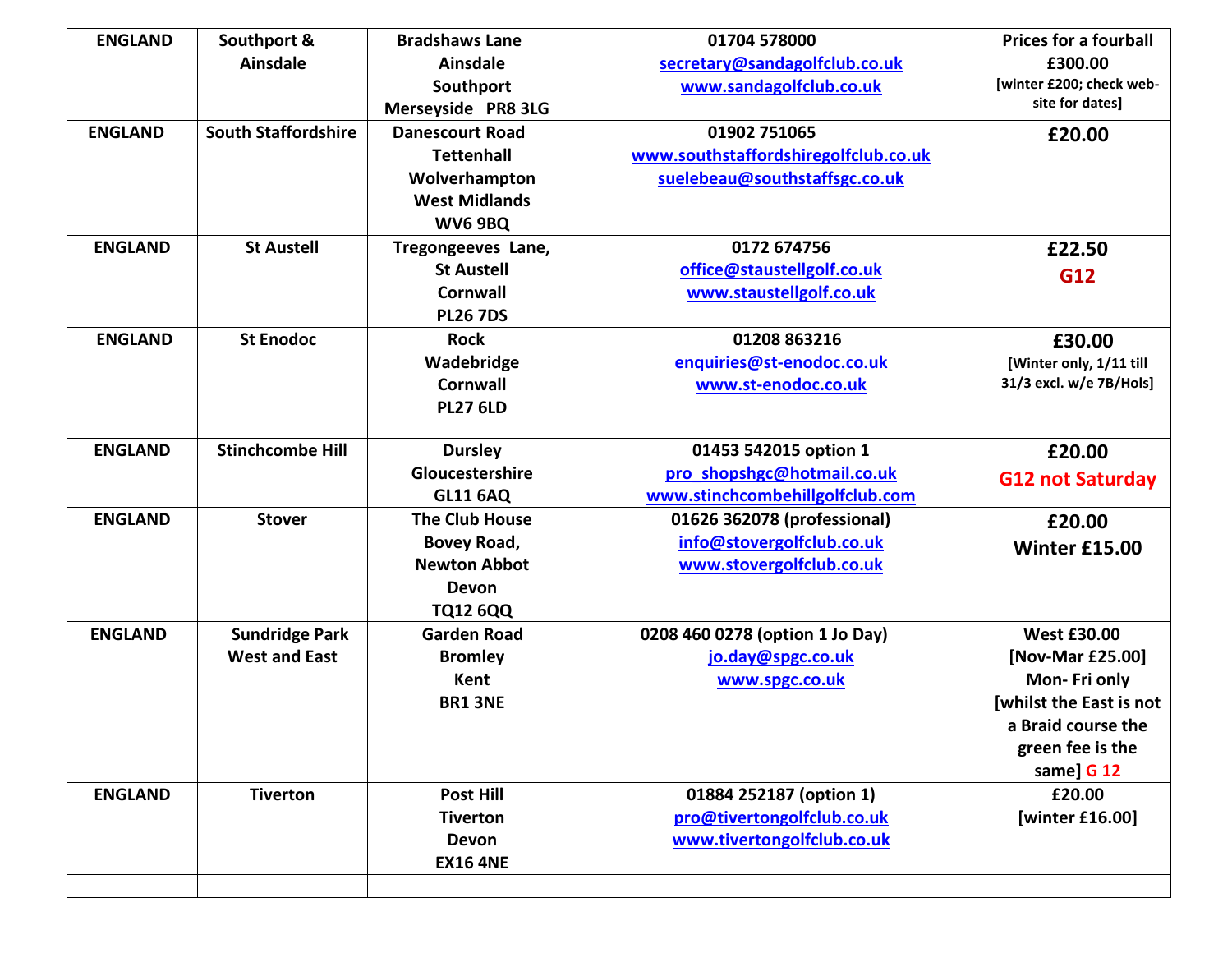| ENGLAND | Southport & Ainsdale | Bradshaws Lane Ainsdale Southport Merseyside PR8 3LG | 01704 578000 secretary@sandagolfclub.co.uk www.sandagolfclub.co.uk | Prices for a fourball £300.00 [winter £200; check web-site for dates] |
|---|---|---|---|---|
| ENGLAND | South Staffordshire | Danescourt Road Tettenhall Wolverhampton West Midlands WV6 9BQ | 01902 751065 www.southstaffordshiregolfclub.co.uk suelebeau@southstaffsgc.co.uk | £20.00 |
| ENGLAND | St Austell | Tregongeeves Lane, St Austell Cornwall PL26 7DS | 0172 674756 office@staustellgolf.co.uk www.staustellgolf.co.uk | £22.50 G12 |
| ENGLAND | St Enodoc | Rock Wadebridge Cornwall PL27 6LD | 01208 863216 enquiries@st-enodoc.co.uk www.st-enodoc.co.uk | £30.00 [Winter only, 1/11 till 31/3 excl. w/e 7B/Hols] |
| ENGLAND | Stinchcombe Hill | Dursley Gloucestershire GL11 6AQ | 01453 542015 option 1 pro_shopshgc@hotmail.co.uk www.stinchcombehillgolfclub.com | £20.00 G12 not Saturday |
| ENGLAND | Stover | The Club House Bovey Road, Newton Abbot Devon TQ12 6QQ | 01626 362078 (professional) info@stovergolfclub.co.uk www.stovergolfclub.co.uk | £20.00 Winter £15.00 |
| ENGLAND | Sundridge Park West and East | Garden Road Bromley Kent BR1 3NE | 0208 460 0278 (option 1 Jo Day) jo.day@spgc.co.uk www.spgc.co.uk | West £30.00 [Nov-Mar £25.00] Mon- Fri only [whilst the East is not a Braid course the green fee is the same] G 12 |
| ENGLAND | Tiverton | Post Hill Tiverton Devon EX16 4NE | 01884 252187 (option 1) pro@tivertongolfclub.co.uk www.tivertongolfclub.co.uk | £20.00 [winter £16.00] |
| | | | | |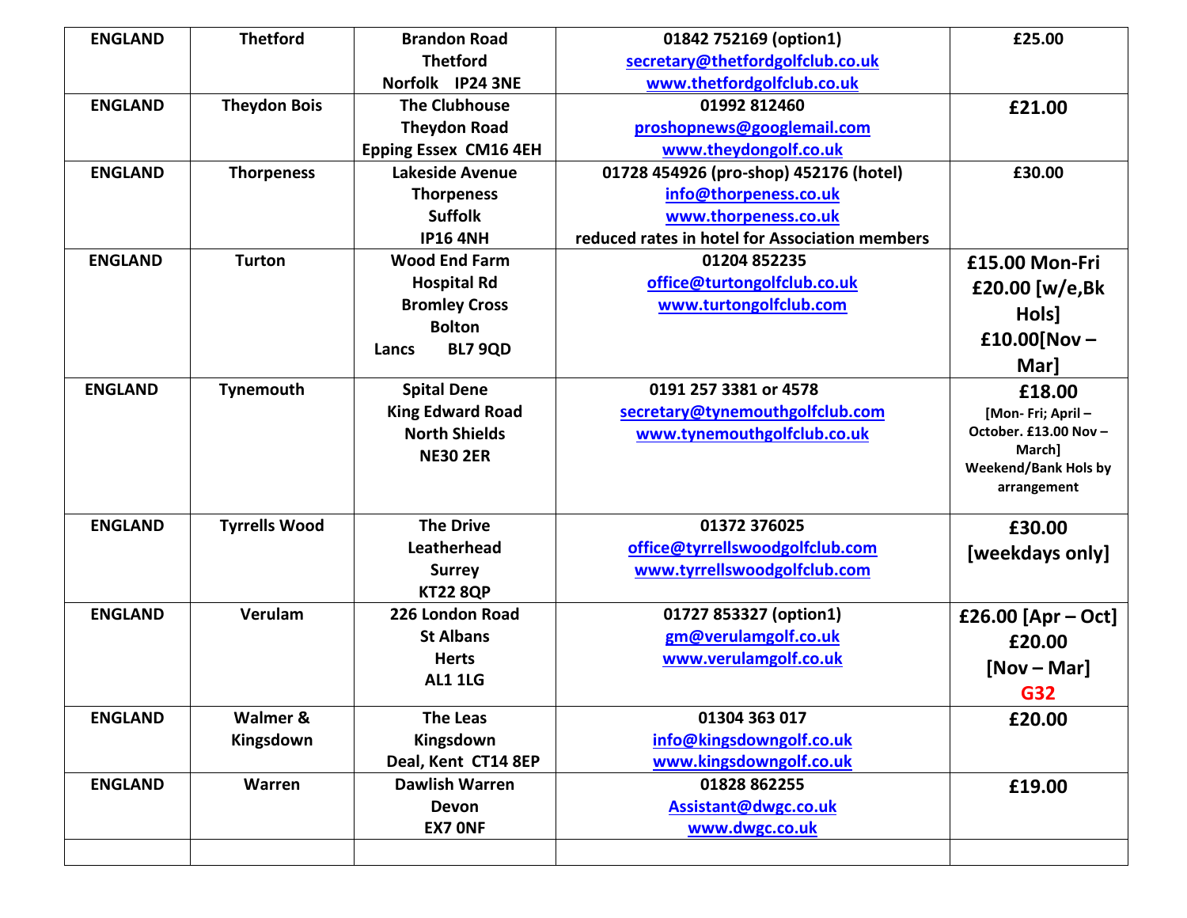| ENGLAND | Thetford | Brandon Road<br>Thetford<br>Norfolk IP24 3NE | 01842 752169 (option1)<br>secretary@thetfordgolfclub.co.uk<br>www.thetfordgolfclub.co.uk | £25.00 |
|---|---|---|---|---|
| ENGLAND | Theydon Bois | The Clubhouse<br>Theydon Road<br>Epping Essex CM16 4EH | 01992 812460<br>proshopnews@googlemail.com<br>www.theydongolf.co.uk | £21.00 |
| ENGLAND | Thorpeness | Lakeside Avenue<br>Thorpeness<br>Suffolk<br>IP16 4NH | 01728 454926 (pro-shop) 452176 (hotel)<br>info@thorpeness.co.uk<br>www.thorpeness.co.uk<br>reduced rates in hotel for Association members | £30.00 |
| ENGLAND | Turton | Wood End Farm<br>Hospital Rd<br>Bromley Cross<br>Bolton<br>Lancs BL7 9QD | 01204 852235<br>office@turtongolfclub.co.uk<br>www.turtongolfclub.com | £15.00 Mon-Fri<br>£20.00 [w/e,Bk Hols]<br>£10.00[Nov – Mar] |
| ENGLAND | Tynemouth | Spital Dene<br>King Edward Road<br>North Shields<br>NE30 2ER | 0191 257 3381 or 4578<br>secretary@tynemouthgolfclub.com<br>www.tynemouthgolfclub.co.uk | £18.00<br>[Mon- Fri; April – October. £13.00 Nov – March]<br>Weekend/Bank Hols by arrangement |
| ENGLAND | Tyrrells Wood | The Drive<br>Leatherhead<br>Surrey<br>KT22 8QP | 01372 376025<br>office@tyrrellswoodgolfclub.com<br>www.tyrrellswoodgolfclub.com | £30.00<br>[weekdays only] |
| ENGLAND | Verulam | 226 London Road<br>St Albans<br>Herts<br>AL1 1LG | 01727 853327 (option1)<br>gm@verulamgolf.co.uk<br>www.verulamgolf.co.uk | £26.00 [Apr – Oct]<br>£20.00<br>[Nov – Mar]<br>G32 |
| ENGLAND | Walmer & Kingsdown | The Leas<br>Kingsdown<br>Deal, Kent CT14 8EP | 01304 363 017<br>info@kingsdowngolf.co.uk<br>www.kingsdowngolf.co.uk | £20.00 |
| ENGLAND | Warren | Dawlish Warren<br>Devon<br>EX7 0NF | 01828 862255<br>Assistant@dwgc.co.uk<br>www.dwgc.co.uk | £19.00 |
| | | | | |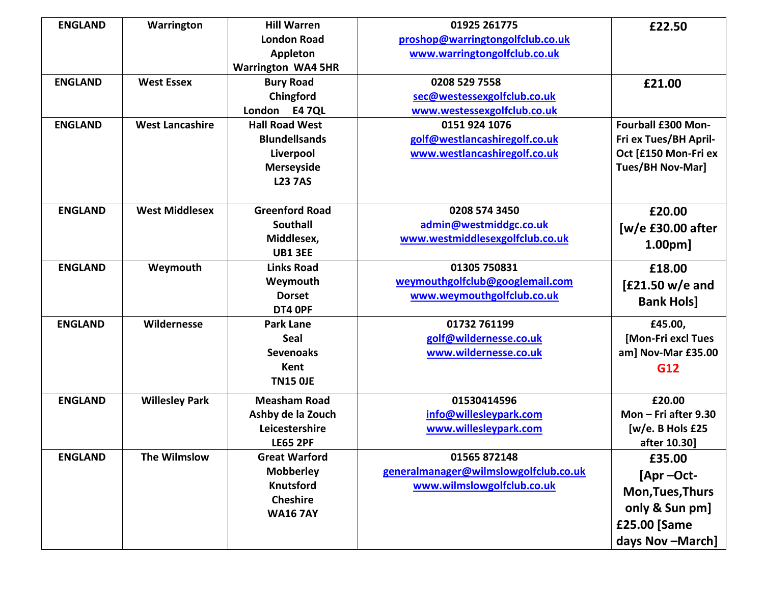| ENGLAND | Warrington | Hill Warren London Road Appleton Warrington WA4 5HR | 01925 261775 proshop@warringtongolfclub.co.uk www.warringtongolfclub.co.uk | £22.50 |
|---|---|---|---|---|
| ENGLAND | West Essex | Bury Road Chingford London E4 7QL | 0208 529 7558 sec@westessexgolfclub.co.uk www.westessexgolfclub.co.uk | £21.00 |
| ENGLAND | West Lancashire | Hall Road West Blundellsands Liverpool Merseyside L23 7AS | 0151 924 1076 golf@westlancashiregolf.co.uk www.westlancashiregolf.co.uk | Fourball £300 Mon-Fri ex Tues/BH April-Oct [£150 Mon-Fri ex Tues/BH Nov-Mar] |
| ENGLAND | West Middlesex | Greenford Road Southall Middlesex, UB1 3EE | 0208 574 3450 admin@westmiddgc.co.uk www.westmiddlesexgolfclub.co.uk | £20.00 [w/e £30.00 after 1.00pm] |
| ENGLAND | Weymouth | Links Road Weymouth Dorset DT4 0PF | 01305 750831 weymouthgolfclub@googlemail.com www.weymouthgolfclub.co.uk | £18.00 [£21.50 w/e and Bank Hols] |
| ENGLAND | Wildernesse | Park Lane Seal Sevenoaks Kent TN15 0JE | 01732 761199 golf@wildernesse.co.uk www.wildernesse.co.uk | £45.00, [Mon-Fri excl Tues am] Nov-Mar £35.00 G12 |
| ENGLAND | Willesley Park | Measham Road Ashby de la Zouch Leicestershire LE65 2PF | 01530414596 info@willesleypark.com www.willesleypark.com | £20.00 Mon – Fri after 9.30 [w/e. B Hols £25 after 10.30] |
| ENGLAND | The Wilmslow | Great Warford Mobberley Knutsford Cheshire WA16 7AY | 01565 872148 generalmanager@wilmslowgolfclub.co.uk www.wilmslowgolfclub.co.uk | £35.00 [Apr –Oct- Mon,Tues,Thurs only & Sun pm] £25.00 [Same days Nov –March] |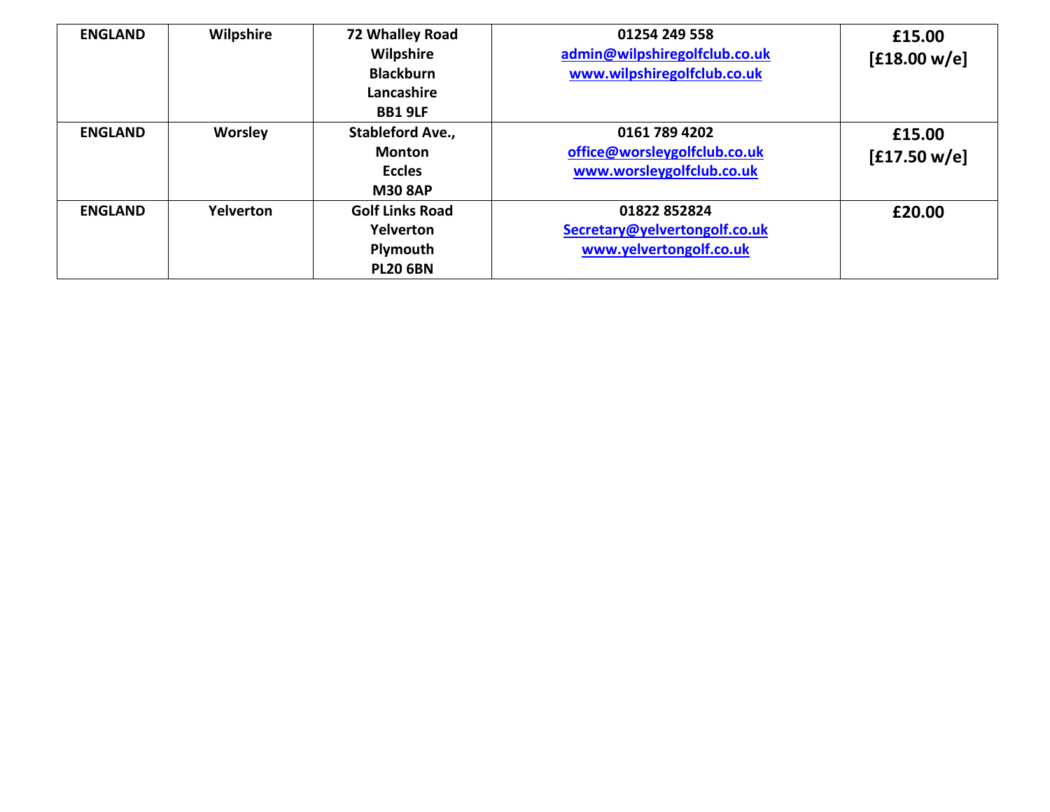| | | | | |
|---|---|---|---|---|
| **ENGLAND** | **Wilpshire** | **72 Whalley Road Wilpshire Blackburn Lancashire BB1 9LF** | **01254 249 558 admin@wilpshiregolfclub.co.uk www.wilpshiregolfclub.co.uk** | **£15.00 [£18.00 w/e]** |
| **ENGLAND** | **Worsley** | **Stableford Ave., Monton Eccles M30 8AP** | **0161 789 4202 office@worsleygolfclub.co.uk www.worsleygolfclub.co.uk** | **£15.00 [£17.50 w/e]** |
| **ENGLAND** | **Yelverton** | **Golf Links Road Yelverton Plymouth PL20 6BN** | **01822 852824 Secretary@yelvertongolf.co.uk www.yelvertongolf.co.uk** | **£20.00** |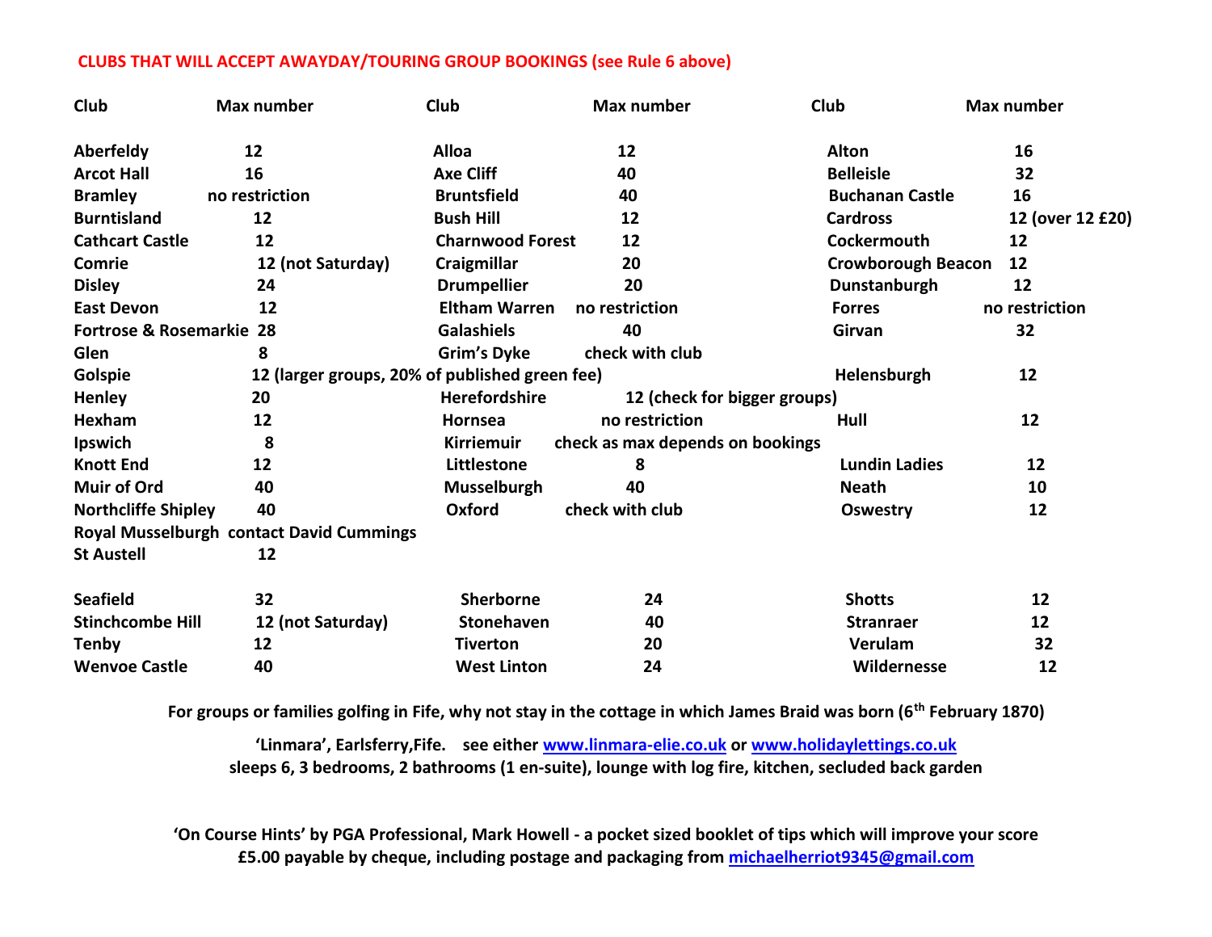**CLUBS THAT WILL ACCEPT AWAYDAY/TOURING GROUP BOOKINGS (see Rule 6 above)**

| Club | Max number | Club | Max number | Club | Max number |
|---|---|---|---|---|---|
| Aberfeldy | 12 | Alloa | 12 | Alton | 16 |
| Arcot Hall | 16 | Axe Cliff | 40 | Belleisle | 32 |
| Bramley | no restriction | Bruntsfield | 40 | Buchanan Castle | 16 |
| Burntisland | 12 | Bush Hill | 12 | Cardross | 12 (over 12 £20) |
| Cathcart Castle | 12 | Charnwood Forest | 12 | Cockermouth | 12 |
| Comrie | 12 (not Saturday) | Craigmillar | 20 | Crowborough Beacon | 12 |
| Disley | 24 | Drumpellier | 20 | Dunstanburgh | 12 |
| East Devon | 12 | Eltham Warren | no restriction | Forres | no restriction |
| Fortrose & Rosemarkie | 28 | Galashiels | 40 | Girvan | 32 |
| Glen | 8 | Grim's Dyke | check with club | | |
| Golspie | 12 (larger groups, 20% of published green fee) | | | Helensburgh | 12 |
| Henley | 20 | Herefordshire | 12 (check for bigger groups) | | |
| Hexham | 12 | Hornsea | no restriction | Hull | 12 |
| Ipswich | 8 | Kirriemuir | check as max depends on bookings | | |
| Knott End | 12 | Littlestone | 8 | Lundin Ladies | 12 |
| Muir of Ord | 40 | Musselburgh | 40 | Neath | 10 |
| Northcliffe Shipley | 40 | Oxford | check with club | Oswestry | 12 |
| Royal Musselburgh | contact David Cummings | | | | |
| St Austell | 12 | | | | |
| Seafield | 32 | Sherborne | 24 | Shotts | 12 |
| Stinchcombe Hill | 12 (not Saturday) | Stonehaven | 40 | Stranraer | 12 |
| Tenby | 12 | Tiverton | 20 | Verulam | 32 |
| Wenvoe Castle | 40 | West Linton | 24 | Wildernesse | 12 |

**For groups or families golfing in Fife, why not stay in the cottage in which James Braid was born (6th February 1870)**

**'Linmara', Earlsferry,Fife. see either www.linmara-elie.co.uk or www.holidaylettings.co.uk**
**sleeps 6, 3 bedrooms, 2 bathrooms (1 en-suite), lounge with log fire, kitchen, secluded back garden**

**'On Course Hints' by PGA Professional, Mark Howell - a pocket sized booklet of tips which will improve your score**
**£5.00 payable by cheque, including postage and packaging from michaelherriot9345@gmail.com**